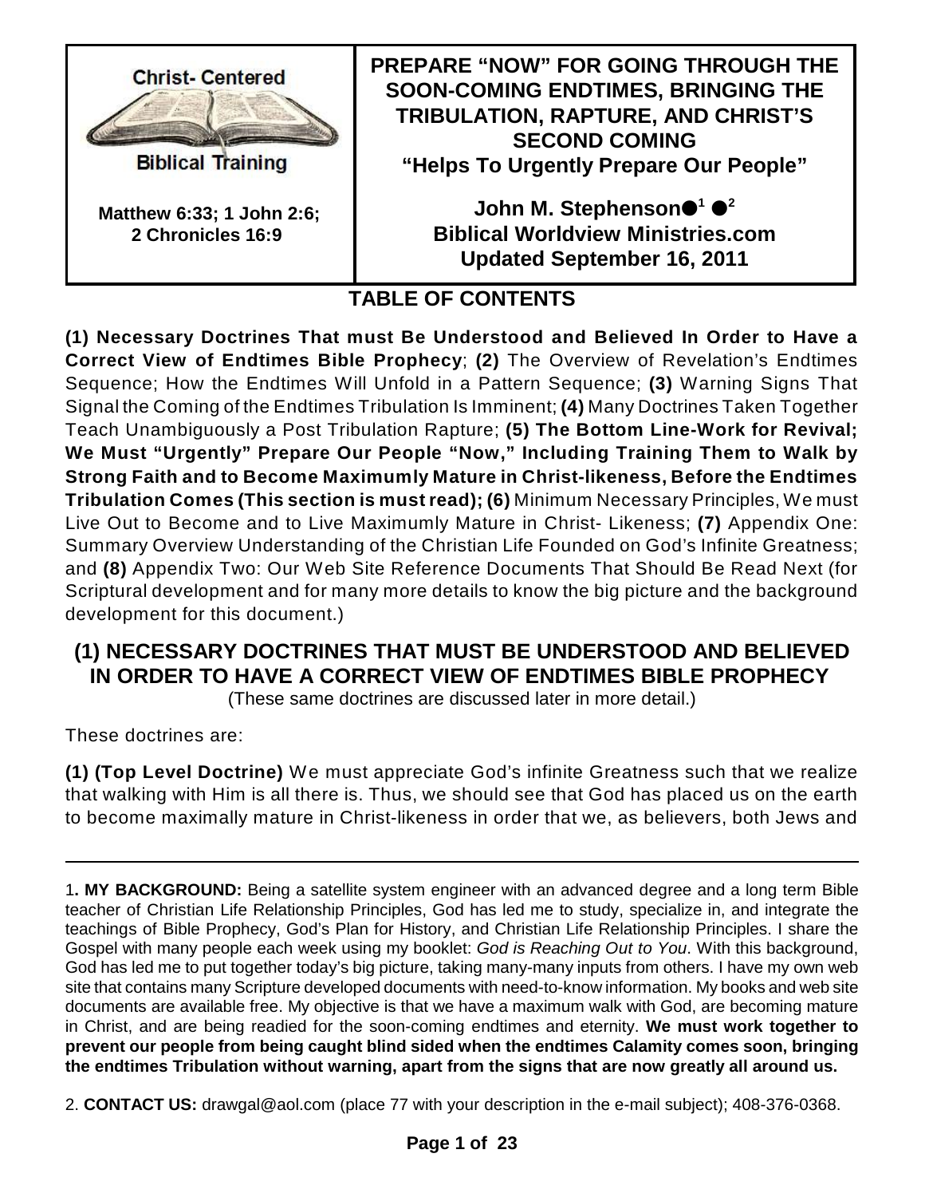Christ- Centered

Biblical Training

**Matthew 6:33; 1 John 2:6; 2 Chronicles 16:9**

# PREPARE "NOW" FOR GOING THROUGH THE SOON-COMING ENDTIMES, BRINGING THE TRIBULATION, RAPTURE, AND CHRIST'S SECOND COMING

**"Helps To Urgently Prepare Our People"**

**John M. Stephenson●[1] ●[2]**
**Biblical Worldview Ministries.com**
**Updated September 16, 2011**

## TABLE OF CONTENTS

**(1) Necessary Doctrines That must Be Understood and Believed In Order to Have a Correct View of Endtimes Bible Prophecy**; **(2)** The Overview of Revelation's Endtimes Sequence; How the Endtimes Will Unfold in a Pattern Sequence; **(3)** Warning Signs That Signal the Coming of the Endtimes Tribulation Is Imminent; **(4)** Many Doctrines Taken Together Teach Unambiguously a Post Tribulation Rapture; **(5) The Bottom Line-Work for Revival; We Must "Urgently" Prepare Our People "Now," Including Training Them to Walk by Strong Faith and to Become Maximumly Mature in Christ-likeness, Before the Endtimes Tribulation Comes (This section is must read); (6)** Minimum Necessary Principles, We must Live Out to Become and to Live Maximumly Mature in Christ- Likeness; **(7)** Appendix One: Summary Overview Understanding of the Christian Life Founded on God's Infinite Greatness; and **(8)** Appendix Two: Our Web Site Reference Documents That Should Be Read Next (for Scriptural development and for many more details to know the big picture and the background development for this document.)

## (1) NECESSARY DOCTRINES THAT MUST BE UNDERSTOOD AND BELIEVED IN ORDER TO HAVE A CORRECT VIEW OF ENDTIMES BIBLE PROPHECY

(These same doctrines are discussed later in more detail.)

These doctrines are:

**(1) (Top Level Doctrine)** We must appreciate God's infinite Greatness such that we realize that walking with Him is all there is. Thus, we should see that God has placed us on the earth to become maximally mature in Christ-likeness in order that we, as believers, both Jews and

---

1**. MY BACKGROUND:** Being a satellite system engineer with an advanced degree and a long term Bible teacher of Christian Life Relationship Principles, God has led me to study, specialize in, and integrate the teachings of Bible Prophecy, God's Plan for History, and Christian Life Relationship Principles. I share the Gospel with many people each week using my booklet: *God is Reaching Out to You*. With this background, God has led me to put together today's big picture, taking many-many inputs from others. I have my own web site that contains many Scripture developed documents with need-to-know information. My books and web site documents are available free. My objective is that we have a maximum walk with God, are becoming mature in Christ, and are being readied for the soon-coming endtimes and eternity. **We must work together to prevent our people from being caught blind sided when the endtimes Calamity comes soon, bringing the endtimes Tribulation without warning, apart from the signs that are now greatly all around us.**

2. **CONTACT US:** drawgal@aol.com (place 77 with your description in the e-mail subject); 408-376-0368.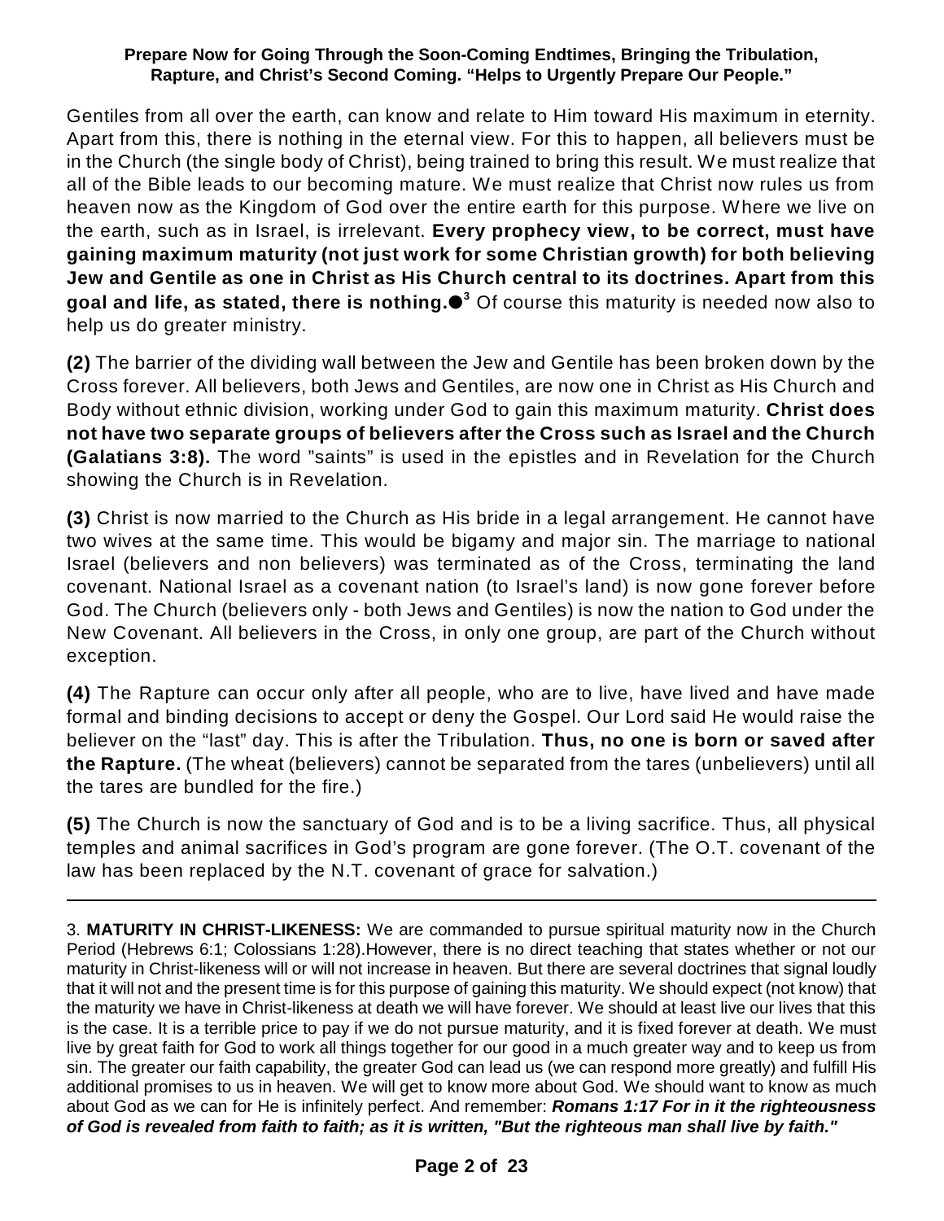Gentiles from all over the earth, can know and relate to Him toward His maximum in eternity. Apart from this, there is nothing in the eternal view. For this to happen, all believers must be in the Church (the single body of Christ), being trained to bring this result. We must realize that all of the Bible leads to our becoming mature. We must realize that Christ now rules us from heaven now as the Kingdom of God over the entire earth for this purpose. Where we live on the earth, such as in Israel, is irrelevant. **Every prophecy view, to be correct, must have gaining maximum maturity (not just work for some Christian growth) for both believing Jew and Gentile as one in Christ as His Church central to its doctrines. Apart from this goal and life, as stated, there is nothing.●**[3] Of course this maturity is needed now also to help us do greater ministry.

**(2)** The barrier of the dividing wall between the Jew and Gentile has been broken down by the Cross forever. All believers, both Jews and Gentiles, are now one in Christ as His Church and Body without ethnic division, working under God to gain this maximum maturity. **Christ does not have two separate groups of believers after the Cross such as Israel and the Church (Galatians 3:8).** The word "saints" is used in the epistles and in Revelation for the Church showing the Church is in Revelation.

**(3)** Christ is now married to the Church as His bride in a legal arrangement. He cannot have two wives at the same time. This would be bigamy and major sin. The marriage to national Israel (believers and non believers) was terminated as of the Cross, terminating the land covenant. National Israel as a covenant nation (to Israel's land) is now gone forever before God. The Church (believers only - both Jews and Gentiles) is now the nation to God under the New Covenant. All believers in the Cross, in only one group, are part of the Church without exception.

**(4)** The Rapture can occur only after all people, who are to live, have lived and have made formal and binding decisions to accept or deny the Gospel. Our Lord said He would raise the believer on the "last" day. This is after the Tribulation. **Thus, no one is born or saved after the Rapture.** (The wheat (believers) cannot be separated from the tares (unbelievers) until all the tares are bundled for the fire.)

**(5)** The Church is now the sanctuary of God and is to be a living sacrifice. Thus, all physical temples and animal sacrifices in God's program are gone forever. (The O.T. covenant of the law has been replaced by the N.T. covenant of grace for salvation.)

---

3. **MATURITY IN CHRIST-LIKENESS:** We are commanded to pursue spiritual maturity now in the Church Period (Hebrews 6:1; Colossians 1:28).However, there is no direct teaching that states whether or not our maturity in Christ-likeness will or will not increase in heaven. But there are several doctrines that signal loudly that it will not and the present time is for this purpose of gaining this maturity. We should expect (not know) that the maturity we have in Christ-likeness at death we will have forever. We should at least live our lives that this is the case. It is a terrible price to pay if we do not pursue maturity, and it is fixed forever at death. We must live by great faith for God to work all things together for our good in a much greater way and to keep us from sin. The greater our faith capability, the greater God can lead us (we can respond more greatly) and fulfill His additional promises to us in heaven. We will get to know more about God. We should want to know as much about God as we can for He is infinitely perfect. And remember: ***Romans 1:17 For in it the righteousness of God is revealed from faith to faith; as it is written, "But the righteous man shall live by faith."***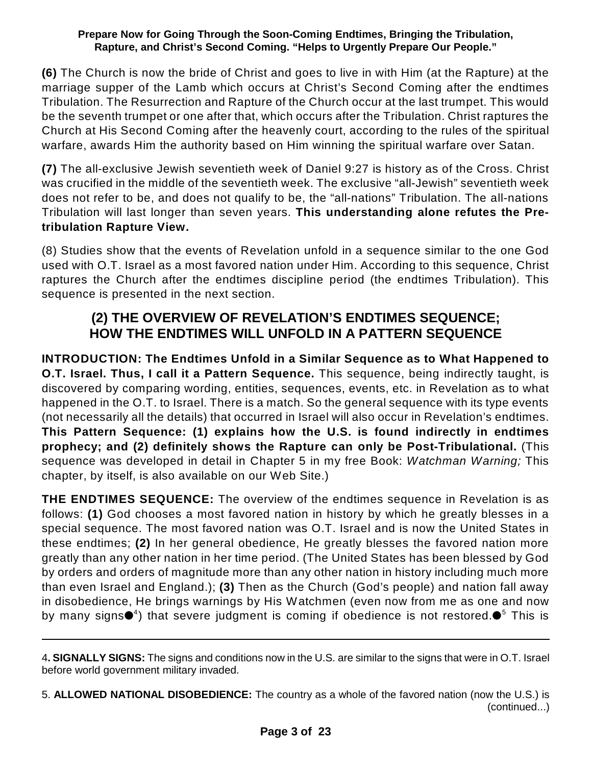**(6)** The Church is now the bride of Christ and goes to live in with Him (at the Rapture) at the marriage supper of the Lamb which occurs at Christ's Second Coming after the endtimes Tribulation. The Resurrection and Rapture of the Church occur at the last trumpet. This would be the seventh trumpet or one after that, which occurs after the Tribulation. Christ raptures the Church at His Second Coming after the heavenly court, according to the rules of the spiritual warfare, awards Him the authority based on Him winning the spiritual warfare over Satan.

**(7)** The all-exclusive Jewish seventieth week of Daniel 9:27 is history as of the Cross. Christ was crucified in the middle of the seventieth week. The exclusive "all-Jewish" seventieth week does not refer to be, and does not qualify to be, the "all-nations" Tribulation. The all-nations Tribulation will last longer than seven years. **This understanding alone refutes the Pre-tribulation Rapture View.**

(8) Studies show that the events of Revelation unfold in a sequence similar to the one God used with O.T. Israel as a most favored nation under Him. According to this sequence, Christ raptures the Church after the endtimes discipline period (the endtimes Tribulation). This sequence is presented in the next section.

## (2) THE OVERVIEW OF REVELATION'S ENDTIMES SEQUENCE; HOW THE ENDTIMES WILL UNFOLD IN A PATTERN SEQUENCE

**INTRODUCTION: The Endtimes Unfold in a Similar Sequence as to What Happened to O.T. Israel. Thus, I call it a Pattern Sequence.** This sequence, being indirectly taught, is discovered by comparing wording, entities, sequences, events, etc. in Revelation as to what happened in the O.T. to Israel. There is a match. So the general sequence with its type events (not necessarily all the details) that occurred in Israel will also occur in Revelation's endtimes. **This Pattern Sequence: (1) explains how the U.S. is found indirectly in endtimes prophecy; and (2) definitely shows the Rapture can only be Post-Tribulational.** (This sequence was developed in detail in Chapter 5 in my free Book: *Watchman Warning;* This chapter, by itself, is also available on our Web Site.)

**THE ENDTIMES SEQUENCE:** The overview of the endtimes sequence in Revelation is as follows: **(1)** God chooses a most favored nation in history by which he greatly blesses in a special sequence. The most favored nation was O.T. Israel and is now the United States in these endtimes; **(2)** In her general obedience, He greatly blesses the favored nation more greatly than any other nation in her time period. (The United States has been blessed by God by orders and orders of magnitude more than any other nation in history including much more than even Israel and England.); **(3)** Then as the Church (God's people) and nation fall away in disobedience, He brings warnings by His Watchmen (even now from me as one and now by many signs●[4]) that severe judgment is coming if obedience is not restored.●[5] This is

---

4**. SIGNALLY SIGNS:** The signs and conditions now in the U.S. are similar to the signs that were in O.T. Israel before world government military invaded.

5. **ALLOWED NATIONAL DISOBEDIENCE:** The country as a whole of the favored nation (now the U.S.) is (continued...)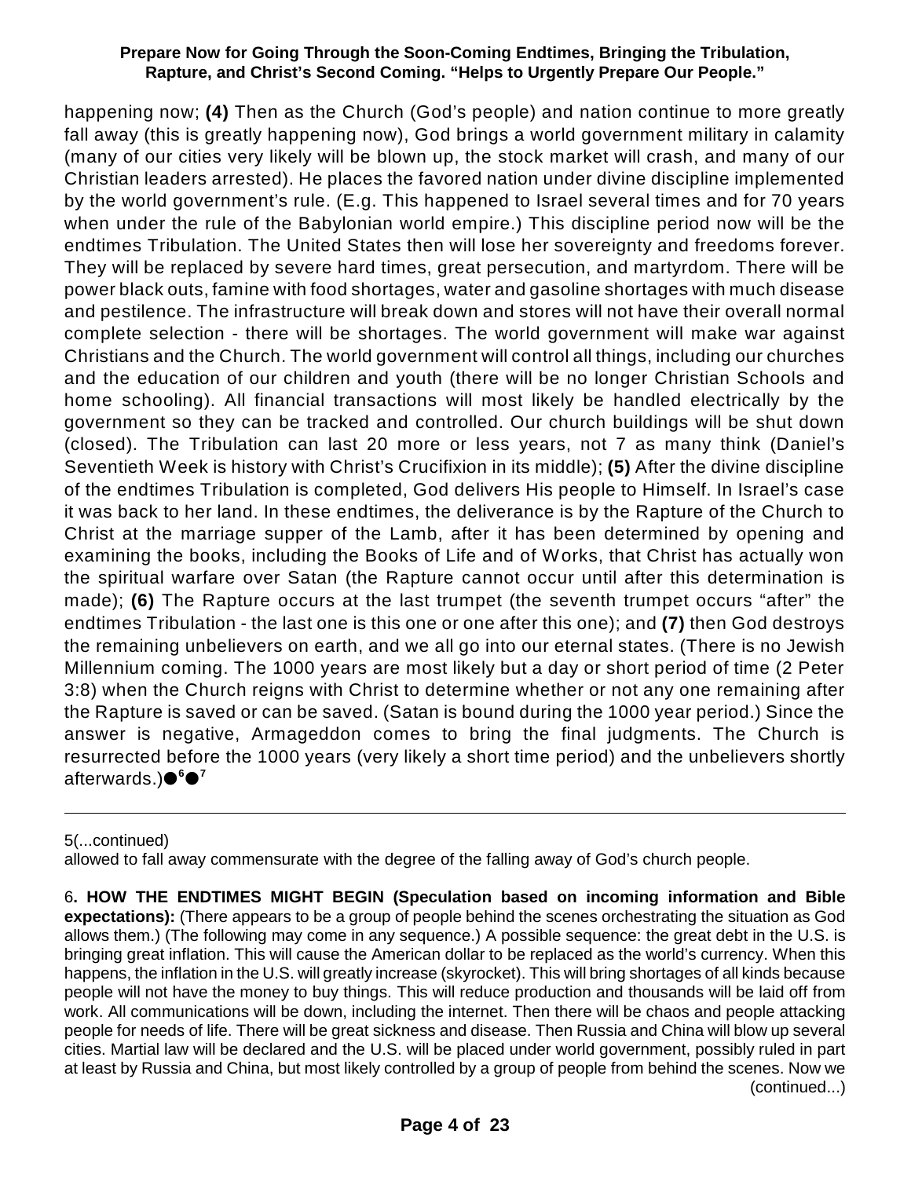happening now; **(4)** Then as the Church (God's people) and nation continue to more greatly fall away (this is greatly happening now), God brings a world government military in calamity (many of our cities very likely will be blown up, the stock market will crash, and many of our Christian leaders arrested). He places the favored nation under divine discipline implemented by the world government's rule. (E.g. This happened to Israel several times and for 70 years when under the rule of the Babylonian world empire.) This discipline period now will be the endtimes Tribulation. The United States then will lose her sovereignty and freedoms forever. They will be replaced by severe hard times, great persecution, and martyrdom. There will be power black outs, famine with food shortages, water and gasoline shortages with much disease and pestilence. The infrastructure will break down and stores will not have their overall normal complete selection - there will be shortages. The world government will make war against Christians and the Church. The world government will control all things, including our churches and the education of our children and youth (there will be no longer Christian Schools and home schooling). All financial transactions will most likely be handled electrically by the government so they can be tracked and controlled. Our church buildings will be shut down (closed). The Tribulation can last 20 more or less years, not 7 as many think (Daniel's Seventieth Week is history with Christ's Crucifixion in its middle); **(5)** After the divine discipline of the endtimes Tribulation is completed, God delivers His people to Himself. In Israel's case it was back to her land. In these endtimes, the deliverance is by the Rapture of the Church to Christ at the marriage supper of the Lamb, after it has been determined by opening and examining the books, including the Books of Life and of Works, that Christ has actually won the spiritual warfare over Satan (the Rapture cannot occur until after this determination is made); **(6)** The Rapture occurs at the last trumpet (the seventh trumpet occurs "after" the endtimes Tribulation - the last one is this one or one after this one); and **(7)** then God destroys the remaining unbelievers on earth, and we all go into our eternal states. (There is no Jewish Millennium coming. The 1000 years are most likely but a day or short period of time (2 Peter 3:8) when the Church reigns with Christ to determine whether or not any one remaining after the Rapture is saved or can be saved. (Satan is bound during the 1000 year period.) Since the answer is negative, Armageddon comes to bring the final judgments. The Church is resurrected before the 1000 years (very likely a short time period) and the unbelievers shortly afterwards.)●[6]●[7]

---

5(...continued)
allowed to fall away commensurate with the degree of the falling away of God's church people.

6**. HOW THE ENDTIMES MIGHT BEGIN (Speculation based on incoming information and Bible expectations):** (There appears to be a group of people behind the scenes orchestrating the situation as God allows them.) (The following may come in any sequence.) A possible sequence: the great debt in the U.S. is bringing great inflation. This will cause the American dollar to be replaced as the world's currency. When this happens, the inflation in the U.S. will greatly increase (skyrocket). This will bring shortages of all kinds because people will not have the money to buy things. This will reduce production and thousands will be laid off from work. All communications will be down, including the internet. Then there will be chaos and people attacking people for needs of life. There will be great sickness and disease. Then Russia and China will blow up several cities. Martial law will be declared and the U.S. will be placed under world government, possibly ruled in part at least by Russia and China, but most likely controlled by a group of people from behind the scenes. Now we (continued...)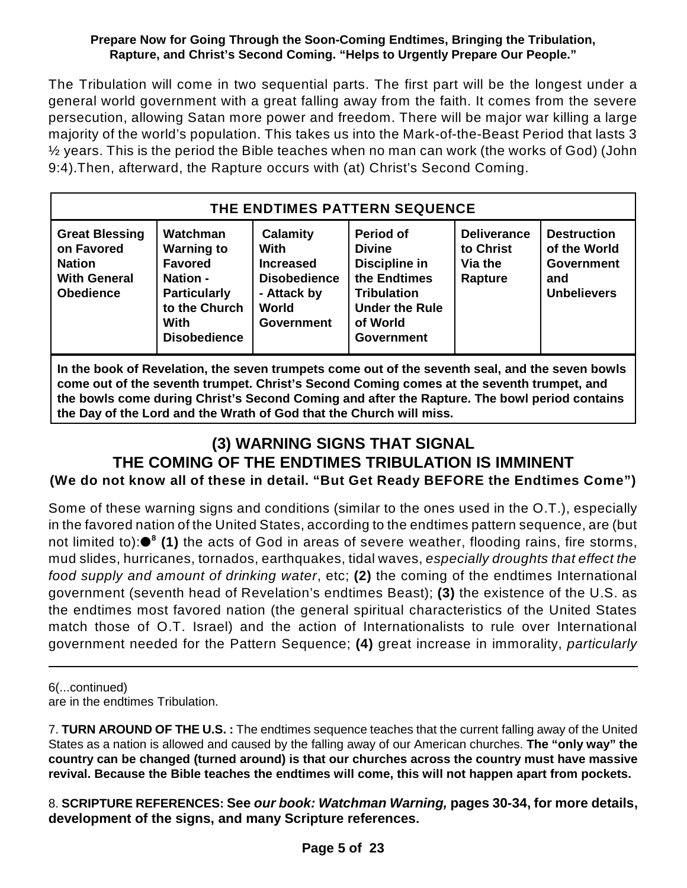The Tribulation will come in two sequential parts. The first part will be the longest under a general world government with a great falling away from the faith. It comes from the severe persecution, allowing Satan more power and freedom. There will be major war killing a large majority of the world's population. This takes us into the Mark-of-the-Beast Period that lasts 3 ½ years. This is the period the Bible teaches when no man can work (the works of God) (John 9:4).Then, afterward, the Rapture occurs with (at) Christ's Second Coming.

| THE ENDTIMES PATTERN SEQUENCE | | | | | |
|---|---|---|---|---|---|
| **Great Blessing on Favored Nation With General Obedience** | **Watchman Warning to Favored Nation - Particularly to the Church With Disobedience** | **Calamity With Increased Disobedience - Attack by World Government** | **Period of Divine Discipline in the Endtimes Tribulation Under the Rule of World Government** | **Deliverance to Christ Via the Rapture** | **Destruction of the World Government and Unbelievers** |
| **In the book of Revelation, the seven trumpets come out of the seventh seal, and the seven bowls come out of the seventh trumpet. Christ's Second Coming comes at the seventh trumpet, and the bowls come during Christ's Second Coming and after the Rapture. The bowl period contains the Day of the Lord and the Wrath of God that the Church will miss.** | | | | | |

## (3) WARNING SIGNS THAT SIGNAL THE COMING OF THE ENDTIMES TRIBULATION IS IMMINENT

**(We do not know all of these in detail. "But Get Ready BEFORE the Endtimes Come")**

Some of these warning signs and conditions (similar to the ones used in the O.T.), especially in the favored nation of the United States, according to the endtimes pattern sequence, are (but not limited to):●[8] **(1)** the acts of God in areas of severe weather, flooding rains, fire storms, mud slides, hurricanes, tornados, earthquakes, tidal waves, *especially droughts that effect the food supply and amount of drinking water*, etc; **(2)** the coming of the endtimes International government (seventh head of Revelation's endtimes Beast); **(3)** the existence of the U.S. as the endtimes most favored nation (the general spiritual characteristics of the United States match those of O.T. Israel) and the action of Internationalists to rule over International government needed for the Pattern Sequence; **(4)** great increase in immorality, *particularly*

---

6(...continued)
are in the endtimes Tribulation.

7. **TURN AROUND OF THE U.S. :** The endtimes sequence teaches that the current falling away of the United States as a nation is allowed and caused by the falling away of our American churches. **The "only way" the country can be changed (turned around) is that our churches across the country must have massive revival. Because the Bible teaches the endtimes will come, this will not happen apart from pockets.**

8. **SCRIPTURE REFERENCES: See** ***our book: Watchman Warning,*** **pages 30-34, for more details, development of the signs, and many Scripture references.**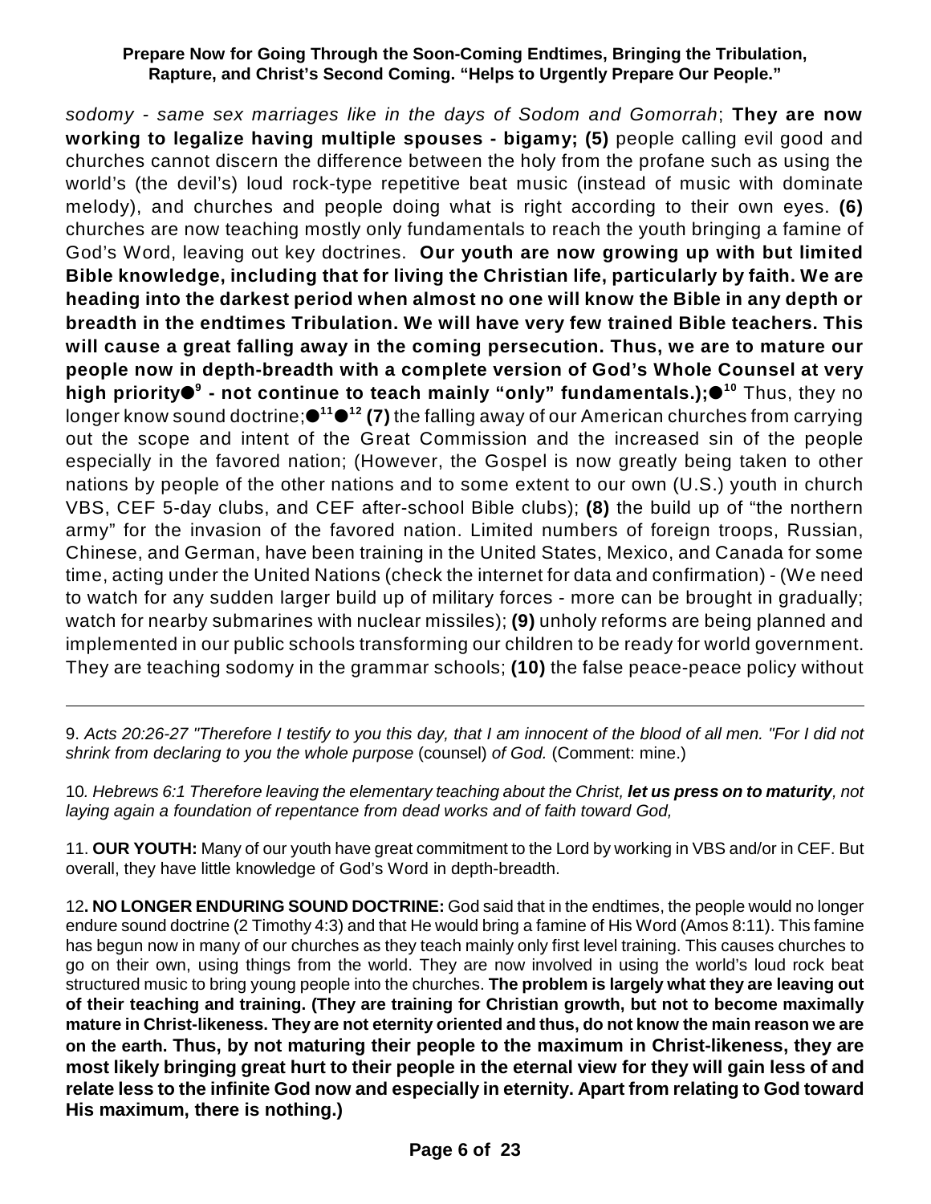*sodomy - same sex marriages like in the days of Sodom and Gomorrah*; **They are now working to legalize having multiple spouses - bigamy; (5)** people calling evil good and churches cannot discern the difference between the holy from the profane such as using the world's (the devil's) loud rock-type repetitive beat music (instead of music with dominate melody), and churches and people doing what is right according to their own eyes. **(6)** churches are now teaching mostly only fundamentals to reach the youth bringing a famine of God's Word, leaving out key doctrines. **Our youth are now growing up with but limited Bible knowledge, including that for living the Christian life, particularly by faith. We are heading into the darkest period when almost no one will know the Bible in any depth or breadth in the endtimes Tribulation. We will have very few trained Bible teachers. This will cause a great falling away in the coming persecution. Thus, we are to mature our people now in depth-breadth with a complete version of God's Whole Counsel at very high priority●[9] - not continue to teach mainly "only" fundamentals.);●[10]** Thus, they no longer know sound doctrine;●[11]●[12] **(7)** the falling away of our American churches from carrying out the scope and intent of the Great Commission and the increased sin of the people especially in the favored nation; (However, the Gospel is now greatly being taken to other nations by people of the other nations and to some extent to our own (U.S.) youth in church VBS, CEF 5-day clubs, and CEF after-school Bible clubs); **(8)** the build up of "the northern army" for the invasion of the favored nation. Limited numbers of foreign troops, Russian, Chinese, and German, have been training in the United States, Mexico, and Canada for some time, acting under the United Nations (check the internet for data and confirmation) - (We need to watch for any sudden larger build up of military forces - more can be brought in gradually; watch for nearby submarines with nuclear missiles); **(9)** unholy reforms are being planned and implemented in our public schools transforming our children to be ready for world government. They are teaching sodomy in the grammar schools; **(10)** the false peace-peace policy without

---

9. *Acts 20:26-27 "Therefore I testify to you this day, that I am innocent of the blood of all men. "For I did not shrink from declaring to you the whole purpose* (counsel) *of God.* (Comment: mine.)

10. *Hebrews 6:1 Therefore leaving the elementary teaching about the Christ, **let us press on to maturity**, not laying again a foundation of repentance from dead works and of faith toward God,*

11. **OUR YOUTH:** Many of our youth have great commitment to the Lord by working in VBS and/or in CEF. But overall, they have little knowledge of God's Word in depth-breadth.

12. **NO LONGER ENDURING SOUND DOCTRINE:** God said that in the endtimes, the people would no longer endure sound doctrine (2 Timothy 4:3) and that He would bring a famine of His Word (Amos 8:11). This famine has begun now in many of our churches as they teach mainly only first level training. This causes churches to go on their own, using things from the world. They are now involved in using the world's loud rock beat structured music to bring young people into the churches. **The problem is largely what they are leaving out of their teaching and training. (They are training for Christian growth, but not to become maximally mature in Christ-likeness. They are not eternity oriented and thus, do not know the main reason we are on the earth. Thus, by not maturing their people to the maximum in Christ-likeness, they are most likely bringing great hurt to their people in the eternal view for they will gain less of and relate less to the infinite God now and especially in eternity. Apart from relating to God toward His maximum, there is nothing.)**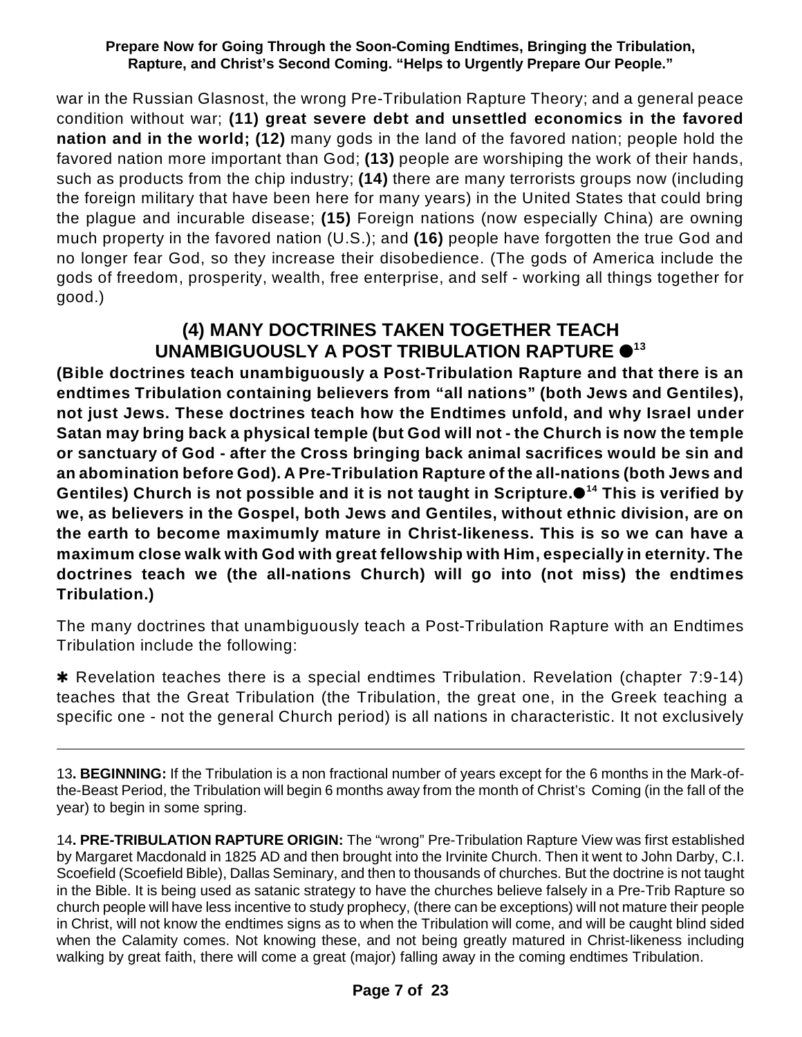war in the Russian Glasnost, the wrong Pre-Tribulation Rapture Theory; and a general peace condition without war; **(11) great severe debt and unsettled economics in the favored nation and in the world; (12)** many gods in the land of the favored nation; people hold the favored nation more important than God; **(13)** people are worshiping the work of their hands, such as products from the chip industry; **(14)** there are many terrorists groups now (including the foreign military that have been here for many years) in the United States that could bring the plague and incurable disease; **(15)** Foreign nations (now especially China) are owning much property in the favored nation (U.S.); and **(16)** people have forgotten the true God and no longer fear God, so they increase their disobedience. (The gods of America include the gods of freedom, prosperity, wealth, free enterprise, and self - working all things together for good.)

## (4) MANY DOCTRINES TAKEN TOGETHER TEACH UNAMBIGUOUSLY A POST TRIBULATION RAPTURE ●[13]

**(Bible doctrines teach unambiguously a Post-Tribulation Rapture and that there is an endtimes Tribulation containing believers from "all nations" (both Jews and Gentiles), not just Jews. These doctrines teach how the Endtimes unfold, and why Israel under Satan may bring back a physical temple (but God will not - the Church is now the temple or sanctuary of God - after the Cross bringing back animal sacrifices would be sin and an abomination before God). A Pre-Tribulation Rapture of the all-nations (both Jews and Gentiles) Church is not possible and it is not taught in Scripture.●[14] This is verified by we, as believers in the Gospel, both Jews and Gentiles, without ethnic division, are on the earth to become maximumly mature in Christ-likeness. This is so we can have a maximum close walk with God with great fellowship with Him, especially in eternity. The doctrines teach we (the all-nations Church) will go into (not miss) the endtimes Tribulation.)**

The many doctrines that unambiguously teach a Post-Tribulation Rapture with an Endtimes Tribulation include the following:

✱ Revelation teaches there is a special endtimes Tribulation. Revelation (chapter 7:9-14) teaches that the Great Tribulation (the Tribulation, the great one, in the Greek teaching a specific one - not the general Church period) is all nations in characteristic. It not exclusively

---

13**. BEGINNING:** If the Tribulation is a non fractional number of years except for the 6 months in the Mark-of-the-Beast Period, the Tribulation will begin 6 months away from the month of Christ's Coming (in the fall of the year) to begin in some spring.

14**. PRE-TRIBULATION RAPTURE ORIGIN:** The "wrong" Pre-Tribulation Rapture View was first established by Margaret Macdonald in 1825 AD and then brought into the Irvinite Church. Then it went to John Darby, C.I. Scoefield (Scoefield Bible), Dallas Seminary, and then to thousands of churches. But the doctrine is not taught in the Bible. It is being used as satanic strategy to have the churches believe falsely in a Pre-Trib Rapture so church people will have less incentive to study prophecy, (there can be exceptions) will not mature their people in Christ, will not know the endtimes signs as to when the Tribulation will come, and will be caught blind sided when the Calamity comes. Not knowing these, and not being greatly matured in Christ-likeness including walking by great faith, there will come a great (major) falling away in the coming endtimes Tribulation.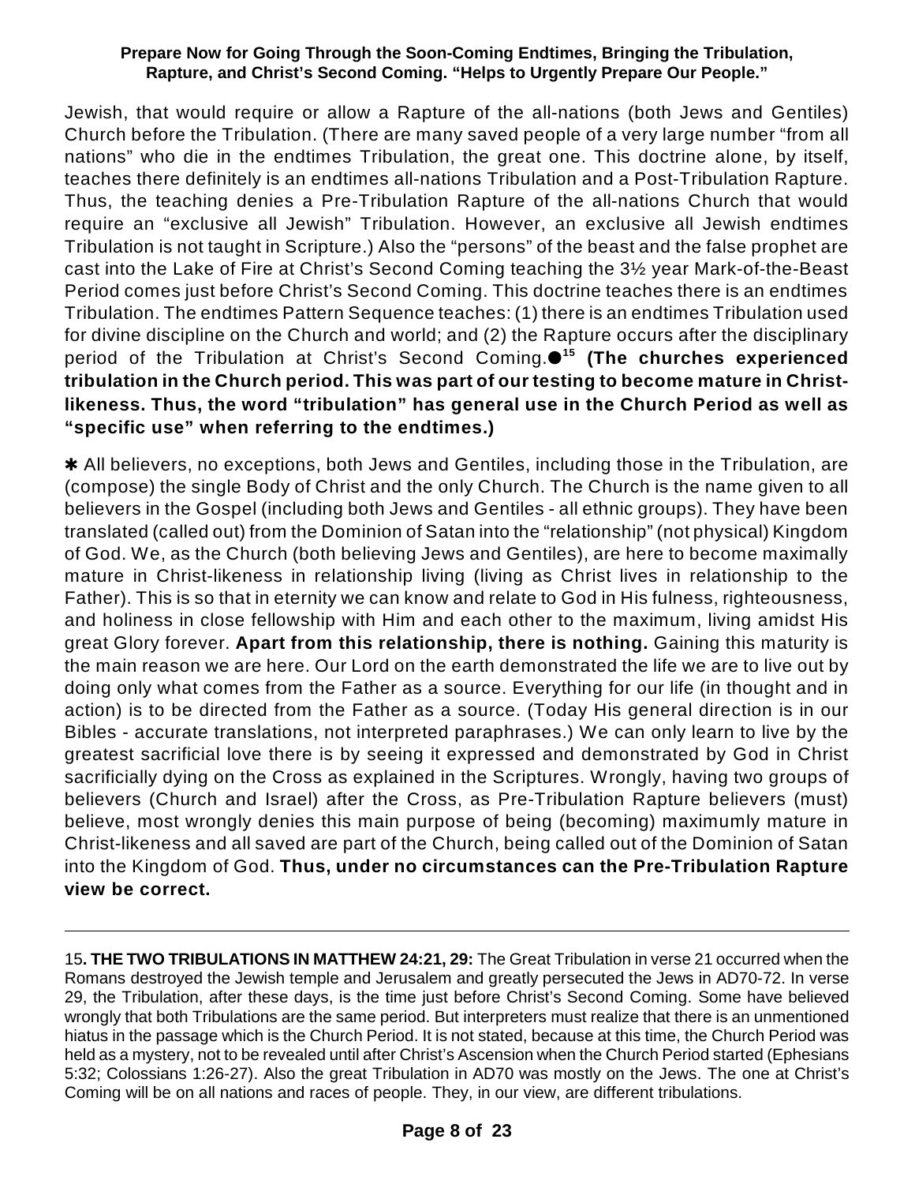Jewish, that would require or allow a Rapture of the all-nations (both Jews and Gentiles) Church before the Tribulation. (There are many saved people of a very large number "from all nations" who die in the endtimes Tribulation, the great one. This doctrine alone, by itself, teaches there definitely is an endtimes all-nations Tribulation and a Post-Tribulation Rapture. Thus, the teaching denies a Pre-Tribulation Rapture of the all-nations Church that would require an "exclusive all Jewish" Tribulation. However, an exclusive all Jewish endtimes Tribulation is not taught in Scripture.) Also the "persons" of the beast and the false prophet are cast into the Lake of Fire at Christ's Second Coming teaching the 3½ year Mark-of-the-Beast Period comes just before Christ's Second Coming. This doctrine teaches there is an endtimes Tribulation. The endtimes Pattern Sequence teaches: (1) there is an endtimes Tribulation used for divine discipline on the Church and world; and (2) the Rapture occurs after the disciplinary period of the Tribulation at Christ's Second Coming.●[15] **(The churches experienced tribulation in the Church period. This was part of our testing to become mature in Christ-likeness. Thus, the word "tribulation" has general use in the Church Period as well as "specific use" when referring to the endtimes.)**

✱ All believers, no exceptions, both Jews and Gentiles, including those in the Tribulation, are (compose) the single Body of Christ and the only Church. The Church is the name given to all believers in the Gospel (including both Jews and Gentiles - all ethnic groups). They have been translated (called out) from the Dominion of Satan into the "relationship" (not physical) Kingdom of God. We, as the Church (both believing Jews and Gentiles), are here to become maximally mature in Christ-likeness in relationship living (living as Christ lives in relationship to the Father). This is so that in eternity we can know and relate to God in His fulness, righteousness, and holiness in close fellowship with Him and each other to the maximum, living amidst His great Glory forever. **Apart from this relationship, there is nothing.** Gaining this maturity is the main reason we are here. Our Lord on the earth demonstrated the life we are to live out by doing only what comes from the Father as a source. Everything for our life (in thought and in action) is to be directed from the Father as a source. (Today His general direction is in our Bibles - accurate translations, not interpreted paraphrases.) We can only learn to live by the greatest sacrificial love there is by seeing it expressed and demonstrated by God in Christ sacrificially dying on the Cross as explained in the Scriptures. Wrongly, having two groups of believers (Church and Israel) after the Cross, as Pre-Tribulation Rapture believers (must) believe, most wrongly denies this main purpose of being (becoming) maximumly mature in Christ-likeness and all saved are part of the Church, being called out of the Dominion of Satan into the Kingdom of God. **Thus, under no circumstances can the Pre-Tribulation Rapture view be correct.**

---

15**. THE TWO TRIBULATIONS IN MATTHEW 24:21, 29:** The Great Tribulation in verse 21 occurred when the Romans destroyed the Jewish temple and Jerusalem and greatly persecuted the Jews in AD70-72. In verse 29, the Tribulation, after these days, is the time just before Christ's Second Coming. Some have believed wrongly that both Tribulations are the same period. But interpreters must realize that there is an unmentioned hiatus in the passage which is the Church Period. It is not stated, because at this time, the Church Period was held as a mystery, not to be revealed until after Christ's Ascension when the Church Period started (Ephesians 5:32; Colossians 1:26-27). Also the great Tribulation in AD70 was mostly on the Jews. The one at Christ's Coming will be on all nations and races of people. They, in our view, are different tribulations.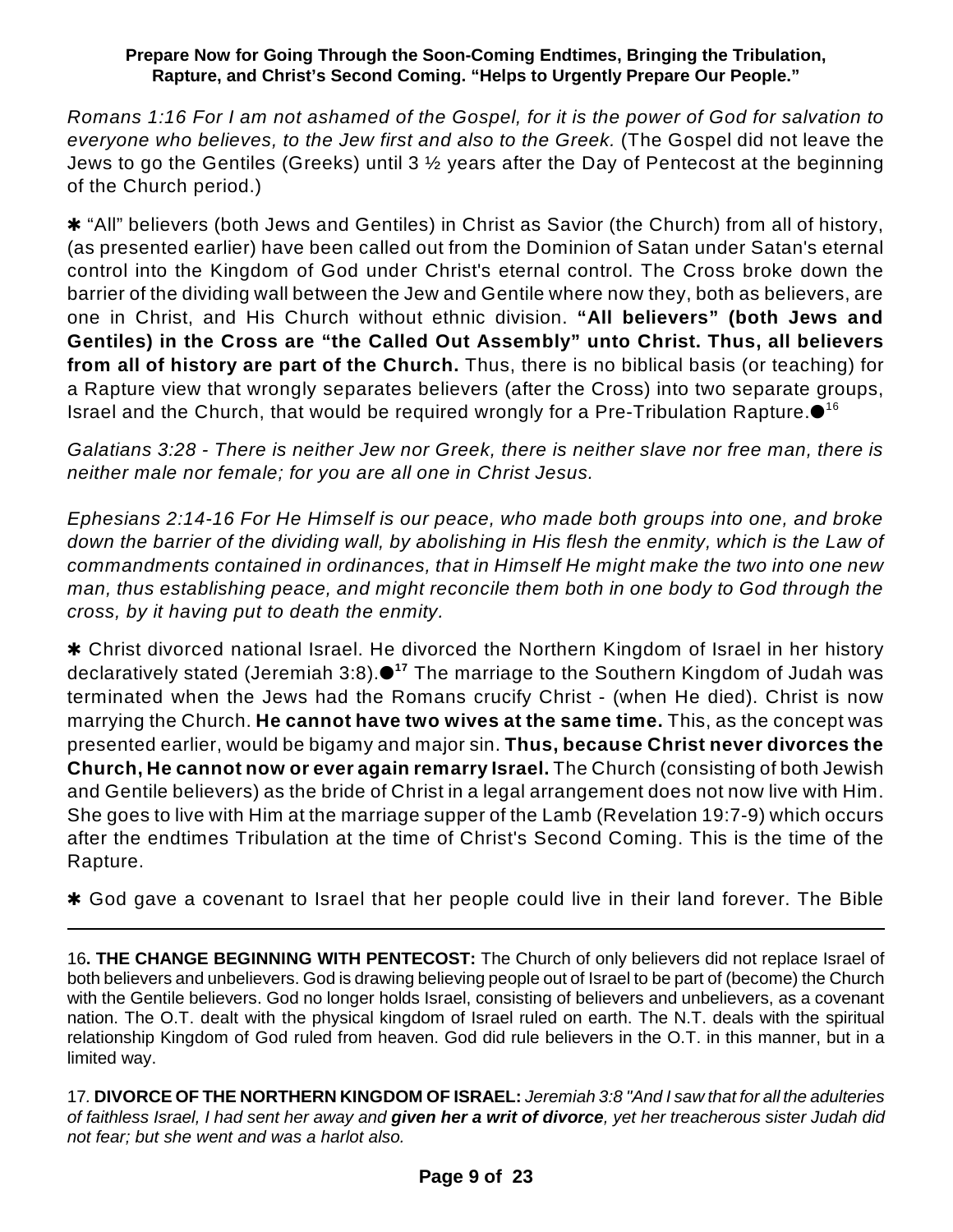*Romans 1:16 For I am not ashamed of the Gospel, for it is the power of God for salvation to everyone who believes, to the Jew first and also to the Greek.* (The Gospel did not leave the Jews to go the Gentiles (Greeks) until 3 ½ years after the Day of Pentecost at the beginning of the Church period.)

✱ "All" believers (both Jews and Gentiles) in Christ as Savior (the Church) from all of history, (as presented earlier) have been called out from the Dominion of Satan under Satan's eternal control into the Kingdom of God under Christ's eternal control. The Cross broke down the barrier of the dividing wall between the Jew and Gentile where now they, both as believers, are one in Christ, and His Church without ethnic division. **"All believers" (both Jews and Gentiles) in the Cross are "the Called Out Assembly" unto Christ. Thus, all believers from all of history are part of the Church.** Thus, there is no biblical basis (or teaching) for a Rapture view that wrongly separates believers (after the Cross) into two separate groups, Israel and the Church, that would be required wrongly for a Pre-Tribulation Rapture.●[16]

*Galatians 3:28 - There is neither Jew nor Greek, there is neither slave nor free man, there is neither male nor female; for you are all one in Christ Jesus.*

*Ephesians 2:14-16 For He Himself is our peace, who made both groups into one, and broke down the barrier of the dividing wall, by abolishing in His flesh the enmity, which is the Law of commandments contained in ordinances, that in Himself He might make the two into one new man, thus establishing peace, and might reconcile them both in one body to God through the cross, by it having put to death the enmity.*

✱ Christ divorced national Israel. He divorced the Northern Kingdom of Israel in her history declaratively stated (Jeremiah 3:8).●[17] The marriage to the Southern Kingdom of Judah was terminated when the Jews had the Romans crucify Christ - (when He died). Christ is now marrying the Church. **He cannot have two wives at the same time.** This, as the concept was presented earlier, would be bigamy and major sin. **Thus, because Christ never divorces the Church, He cannot now or ever again remarry Israel.** The Church (consisting of both Jewish and Gentile believers) as the bride of Christ in a legal arrangement does not now live with Him. She goes to live with Him at the marriage supper of the Lamb (Revelation 19:7-9) which occurs after the endtimes Tribulation at the time of Christ's Second Coming. This is the time of the Rapture.

✱ God gave a covenant to Israel that her people could live in their land forever. The Bible

---

16**. THE CHANGE BEGINNING WITH PENTECOST:** The Church of only believers did not replace Israel of both believers and unbelievers. God is drawing believing people out of Israel to be part of (become) the Church with the Gentile believers. God no longer holds Israel, consisting of believers and unbelievers, as a covenant nation. The O.T. dealt with the physical kingdom of Israel ruled on earth. The N.T. deals with the spiritual relationship Kingdom of God ruled from heaven. God did rule believers in the O.T. in this manner, but in a limited way.

17. **DIVORCE OF THE NORTHERN KINGDOM OF ISRAEL:** *Jeremiah 3:8 "And I saw that for all the adulteries of faithless Israel, I had sent her away and **given her a writ of divorce**, yet her treacherous sister Judah did not fear; but she went and was a harlot also.*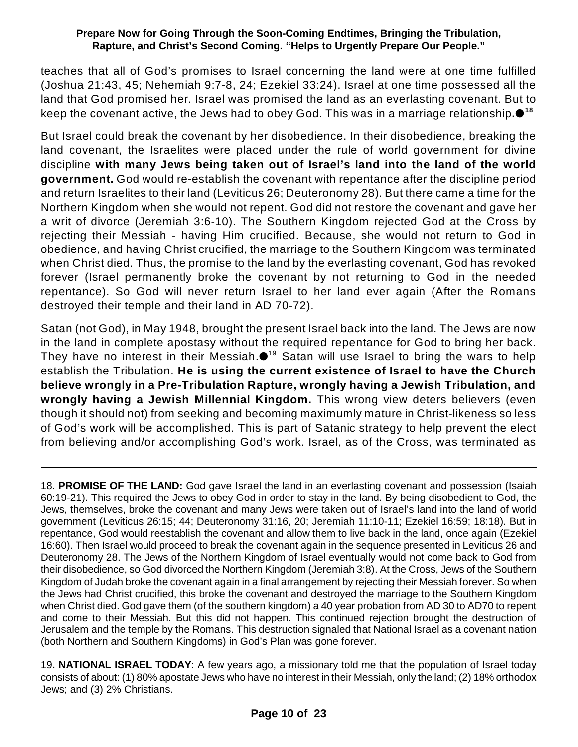teaches that all of God's promises to Israel concerning the land were at one time fulfilled (Joshua 21:43, 45; Nehemiah 9:7-8, 24; Ezekiel 33:24). Israel at one time possessed all the land that God promised her. Israel was promised the land as an everlasting covenant. But to keep the covenant active, the Jews had to obey God. This was in a marriage relationship.●[18]

But Israel could break the covenant by her disobedience. In their disobedience, breaking the land covenant, the Israelites were placed under the rule of world government for divine discipline **with many Jews being taken out of Israel's land into the land of the world government.** God would re-establish the covenant with repentance after the discipline period and return Israelites to their land (Leviticus 26; Deuteronomy 28). But there came a time for the Northern Kingdom when she would not repent. God did not restore the covenant and gave her a writ of divorce (Jeremiah 3:6-10). The Southern Kingdom rejected God at the Cross by rejecting their Messiah - having Him crucified. Because, she would not return to God in obedience, and having Christ crucified, the marriage to the Southern Kingdom was terminated when Christ died. Thus, the promise to the land by the everlasting covenant, God has revoked forever (Israel permanently broke the covenant by not returning to God in the needed repentance). So God will never return Israel to her land ever again (After the Romans destroyed their temple and their land in AD 70-72).

Satan (not God), in May 1948, brought the present Israel back into the land. The Jews are now in the land in complete apostasy without the required repentance for God to bring her back. They have no interest in their Messiah.●[19] Satan will use Israel to bring the wars to help establish the Tribulation. **He is using the current existence of Israel to have the Church believe wrongly in a Pre-Tribulation Rapture, wrongly having a Jewish Tribulation, and wrongly having a Jewish Millennial Kingdom.** This wrong view deters believers (even though it should not) from seeking and becoming maximumly mature in Christ-likeness so less of God's work will be accomplished. This is part of Satanic strategy to help prevent the elect from believing and/or accomplishing God's work. Israel, as of the Cross, was terminated as

---

18. **PROMISE OF THE LAND:** God gave Israel the land in an everlasting covenant and possession (Isaiah 60:19-21). This required the Jews to obey God in order to stay in the land. By being disobedient to God, the Jews, themselves, broke the covenant and many Jews were taken out of Israel's land into the land of world government (Leviticus 26:15; 44; Deuteronomy 31:16, 20; Jeremiah 11:10-11; Ezekiel 16:59; 18:18). But in repentance, God would reestablish the covenant and allow them to live back in the land, once again (Ezekiel 16:60). Then Israel would proceed to break the covenant again in the sequence presented in Leviticus 26 and Deuteronomy 28. The Jews of the Northern Kingdom of Israel eventually would not come back to God from their disobedience, so God divorced the Northern Kingdom (Jeremiah 3:8). At the Cross, Jews of the Southern Kingdom of Judah broke the covenant again in a final arrangement by rejecting their Messiah forever. So when the Jews had Christ crucified, this broke the covenant and destroyed the marriage to the Southern Kingdom when Christ died. God gave them (of the southern kingdom) a 40 year probation from AD 30 to AD70 to repent and come to their Messiah. But this did not happen. This continued rejection brought the destruction of Jerusalem and the temple by the Romans. This destruction signaled that National Israel as a covenant nation (both Northern and Southern Kingdoms) in God's Plan was gone forever.

19**. NATIONAL ISRAEL TODAY**: A few years ago, a missionary told me that the population of Israel today consists of about: (1) 80% apostate Jews who have no interest in their Messiah, only the land; (2) 18% orthodox Jews; and (3) 2% Christians.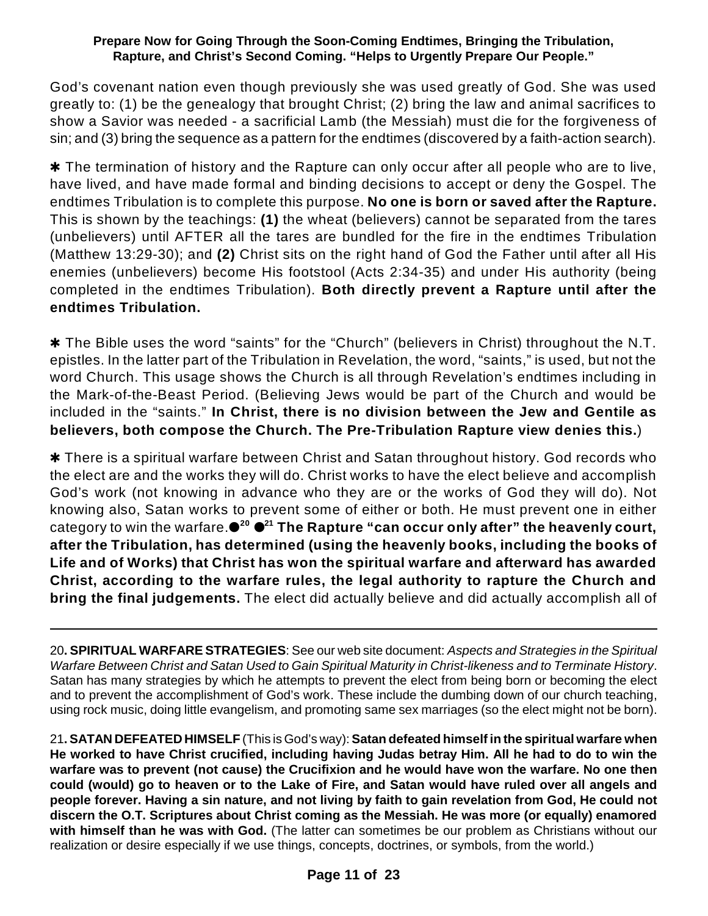God's covenant nation even though previously she was used greatly of God. She was used greatly to: (1) be the genealogy that brought Christ; (2) bring the law and animal sacrifices to show a Savior was needed - a sacrificial Lamb (the Messiah) must die for the forgiveness of sin; and (3) bring the sequence as a pattern for the endtimes (discovered by a faith-action search).

✱ The termination of history and the Rapture can only occur after all people who are to live, have lived, and have made formal and binding decisions to accept or deny the Gospel. The endtimes Tribulation is to complete this purpose. **No one is born or saved after the Rapture.** This is shown by the teachings: **(1)** the wheat (believers) cannot be separated from the tares (unbelievers) until AFTER all the tares are bundled for the fire in the endtimes Tribulation (Matthew 13:29-30); and **(2)** Christ sits on the right hand of God the Father until after all His enemies (unbelievers) become His footstool (Acts 2:34-35) and under His authority (being completed in the endtimes Tribulation). **Both directly prevent a Rapture until after the endtimes Tribulation.**

✱ The Bible uses the word "saints" for the "Church" (believers in Christ) throughout the N.T. epistles. In the latter part of the Tribulation in Revelation, the word, "saints," is used, but not the word Church. This usage shows the Church is all through Revelation's endtimes including in the Mark-of-the-Beast Period. (Believing Jews would be part of the Church and would be included in the "saints." **In Christ, there is no division between the Jew and Gentile as believers, both compose the Church. The Pre-Tribulation Rapture view denies this.**)

✱ There is a spiritual warfare between Christ and Satan throughout history. God records who the elect are and the works they will do. Christ works to have the elect believe and accomplish God's work (not knowing in advance who they are or the works of God they will do). Not knowing also, Satan works to prevent some of either or both. He must prevent one in either category to win the warfare.●[20] ●[21] **The Rapture "can occur only after" the heavenly court, after the Tribulation, has determined (using the heavenly books, including the books of Life and of Works) that Christ has won the spiritual warfare and afterward has awarded Christ, according to the warfare rules, the legal authority to rapture the Church and bring the final judgements.** The elect did actually believe and did actually accomplish all of

---

20**. SPIRITUAL WARFARE STRATEGIES**: See our web site document: *Aspects and Strategies in the Spiritual Warfare Between Christ and Satan Used to Gain Spiritual Maturity in Christ-likeness and to Terminate History*. Satan has many strategies by which he attempts to prevent the elect from being born or becoming the elect and to prevent the accomplishment of God's work. These include the dumbing down of our church teaching, using rock music, doing little evangelism, and promoting same sex marriages (so the elect might not be born).

21**. SATAN DEFEATED HIMSELF** (This is God's way): **Satan defeated himself in the spiritual warfare when He worked to have Christ crucified, including having Judas betray Him. All he had to do to win the warfare was to prevent (not cause) the Crucifixion and he would have won the warfare. No one then could (would) go to heaven or to the Lake of Fire, and Satan would have ruled over all angels and people forever. Having a sin nature, and not living by faith to gain revelation from God, He could not discern the O.T. Scriptures about Christ coming as the Messiah. He was more (or equally) enamored with himself than he was with God.** (The latter can sometimes be our problem as Christians without our realization or desire especially if we use things, concepts, doctrines, or symbols, from the world.)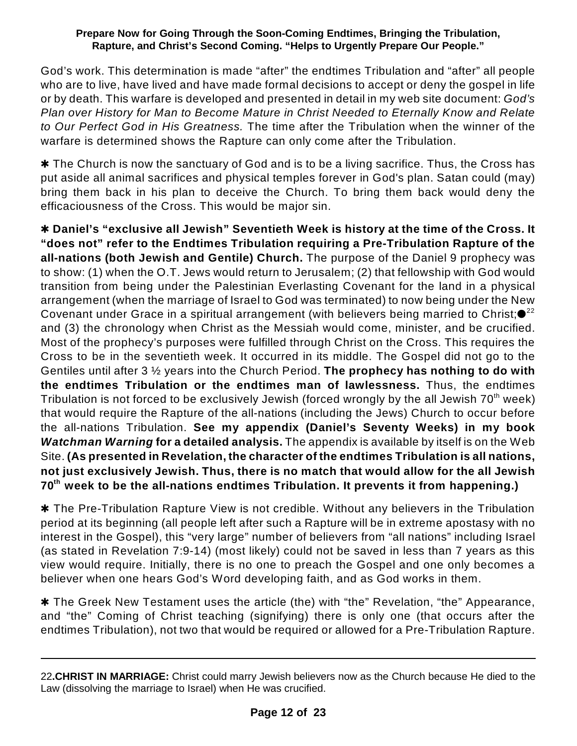God's work. This determination is made "after" the endtimes Tribulation and "after" all people who are to live, have lived and have made formal decisions to accept or deny the gospel in life or by death. This warfare is developed and presented in detail in my web site document: *God's Plan over History for Man to Become Mature in Christ Needed to Eternally Know and Relate to Our Perfect God in His Greatness.* The time after the Tribulation when the winner of the warfare is determined shows the Rapture can only come after the Tribulation.

✱ The Church is now the sanctuary of God and is to be a living sacrifice. Thus, the Cross has put aside all animal sacrifices and physical temples forever in God's plan. Satan could (may) bring them back in his plan to deceive the Church. To bring them back would deny the efficaciousness of the Cross. This would be major sin.

✱ **Daniel's "exclusive all Jewish" Seventieth Week is history at the time of the Cross. It "does not" refer to the Endtimes Tribulation requiring a Pre-Tribulation Rapture of the all-nations (both Jewish and Gentile) Church.** The purpose of the Daniel 9 prophecy was to show: (1) when the O.T. Jews would return to Jerusalem; (2) that fellowship with God would transition from being under the Palestinian Everlasting Covenant for the land in a physical arrangement (when the marriage of Israel to God was terminated) to now being under the New Covenant under Grace in a spiritual arrangement (with believers being married to Christ;●[22] and (3) the chronology when Christ as the Messiah would come, minister, and be crucified. Most of the prophecy's purposes were fulfilled through Christ on the Cross. This requires the Cross to be in the seventieth week. It occurred in its middle. The Gospel did not go to the Gentiles until after 3 ½ years into the Church Period. **The prophecy has nothing to do with the endtimes Tribulation or the endtimes man of lawlessness.** Thus, the endtimes Tribulation is not forced to be exclusively Jewish (forced wrongly by the all Jewish 70th week) that would require the Rapture of the all-nations (including the Jews) Church to occur before the all-nations Tribulation. **See my appendix (Daniel's Seventy Weeks) in my book *Watchman Warning* for a detailed analysis.** The appendix is available by itself is on the Web Site. **(As presented in Revelation, the character of the endtimes Tribulation is all nations, not just exclusively Jewish. Thus, there is no match that would allow for the all Jewish 70th week to be the all-nations endtimes Tribulation. It prevents it from happening.)**

✱ The Pre-Tribulation Rapture View is not credible. Without any believers in the Tribulation period at its beginning (all people left after such a Rapture will be in extreme apostasy with no interest in the Gospel), this "very large" number of believers from "all nations" including Israel (as stated in Revelation 7:9-14) (most likely) could not be saved in less than 7 years as this view would require. Initially, there is no one to preach the Gospel and one only becomes a believer when one hears God's Word developing faith, and as God works in them.

✱ The Greek New Testament uses the article (the) with "the" Revelation, "the" Appearance, and "the" Coming of Christ teaching (signifying) there is only one (that occurs after the endtimes Tribulation), not two that would be required or allowed for a Pre-Tribulation Rapture.

---

22**.CHRIST IN MARRIAGE:** Christ could marry Jewish believers now as the Church because He died to the Law (dissolving the marriage to Israel) when He was crucified.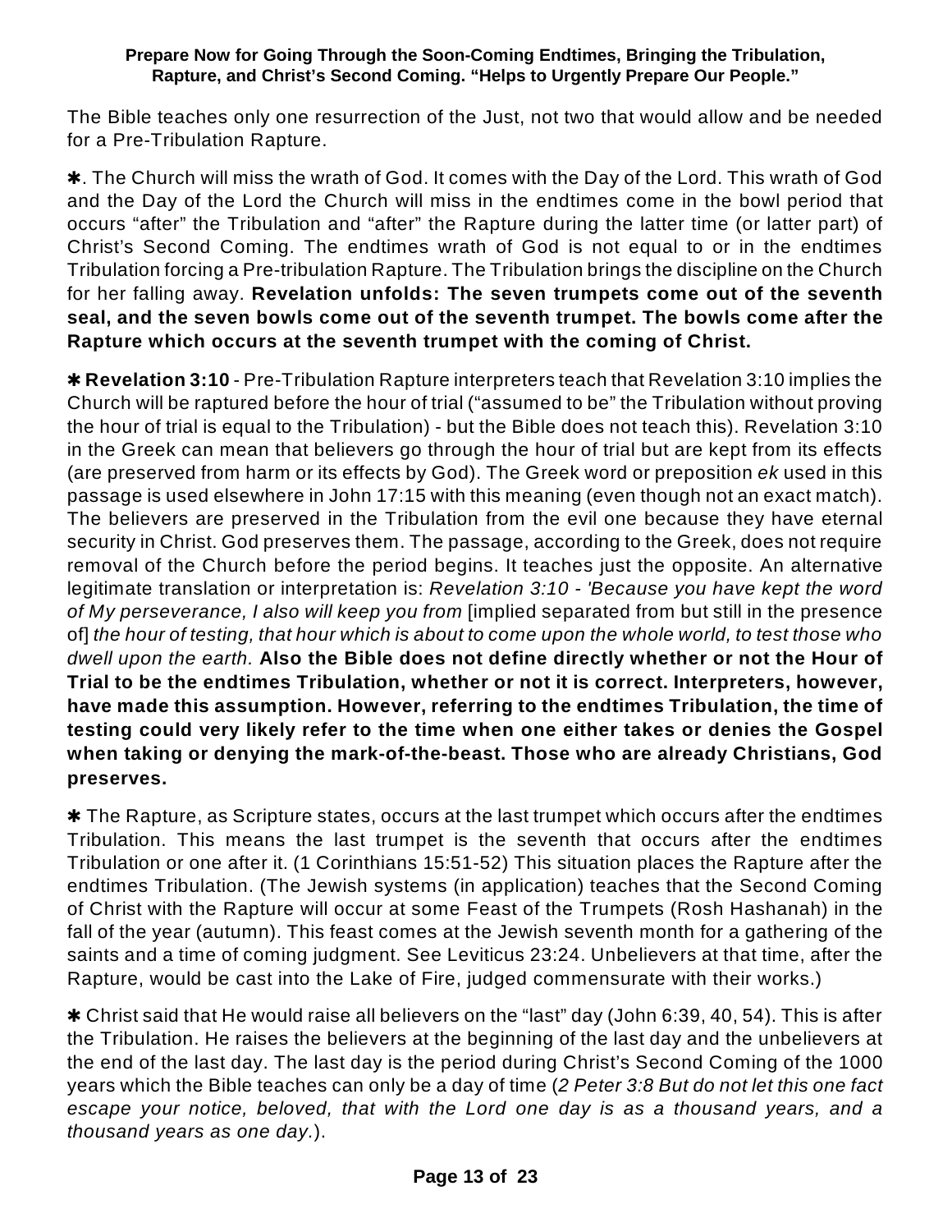The Bible teaches only one resurrection of the Just, not two that would allow and be needed for a Pre-Tribulation Rapture.

✱. The Church will miss the wrath of God. It comes with the Day of the Lord. This wrath of God and the Day of the Lord the Church will miss in the endtimes come in the bowl period that occurs "after" the Tribulation and "after" the Rapture during the latter time (or latter part) of Christ's Second Coming. The endtimes wrath of God is not equal to or in the endtimes Tribulation forcing a Pre-tribulation Rapture. The Tribulation brings the discipline on the Church for her falling away. **Revelation unfolds: The seven trumpets come out of the seventh seal, and the seven bowls come out of the seventh trumpet. The bowls come after the Rapture which occurs at the seventh trumpet with the coming of Christ.**

✱ **Revelation 3:10** - Pre-Tribulation Rapture interpreters teach that Revelation 3:10 implies the Church will be raptured before the hour of trial ("assumed to be" the Tribulation without proving the hour of trial is equal to the Tribulation) - but the Bible does not teach this). Revelation 3:10 in the Greek can mean that believers go through the hour of trial but are kept from its effects (are preserved from harm or its effects by God). The Greek word or preposition *ek* used in this passage is used elsewhere in John 17:15 with this meaning (even though not an exact match). The believers are preserved in the Tribulation from the evil one because they have eternal security in Christ. God preserves them. The passage, according to the Greek, does not require removal of the Church before the period begins. It teaches just the opposite. An alternative legitimate translation or interpretation is: *Revelation 3:10 - 'Because you have kept the word of My perseverance, I also will keep you from* [implied separated from but still in the presence of] *the hour of testing, that hour which is about to come upon the whole world, to test those who dwell upon the earth.* **Also the Bible does not define directly whether or not the Hour of Trial to be the endtimes Tribulation, whether or not it is correct. Interpreters, however, have made this assumption. However, referring to the endtimes Tribulation, the time of testing could very likely refer to the time when one either takes or denies the Gospel when taking or denying the mark-of-the-beast. Those who are already Christians, God preserves.**

✱ The Rapture, as Scripture states, occurs at the last trumpet which occurs after the endtimes Tribulation. This means the last trumpet is the seventh that occurs after the endtimes Tribulation or one after it. (1 Corinthians 15:51-52) This situation places the Rapture after the endtimes Tribulation. (The Jewish systems (in application) teaches that the Second Coming of Christ with the Rapture will occur at some Feast of the Trumpets (Rosh Hashanah) in the fall of the year (autumn). This feast comes at the Jewish seventh month for a gathering of the saints and a time of coming judgment. See Leviticus 23:24. Unbelievers at that time, after the Rapture, would be cast into the Lake of Fire, judged commensurate with their works.)

✱ Christ said that He would raise all believers on the "last" day (John 6:39, 40, 54). This is after the Tribulation. He raises the believers at the beginning of the last day and the unbelievers at the end of the last day. The last day is the period during Christ's Second Coming of the 1000 years which the Bible teaches can only be a day of time (*2 Peter 3:8 But do not let this one fact escape your notice, beloved, that with the Lord one day is as a thousand years, and a thousand years as one day.*).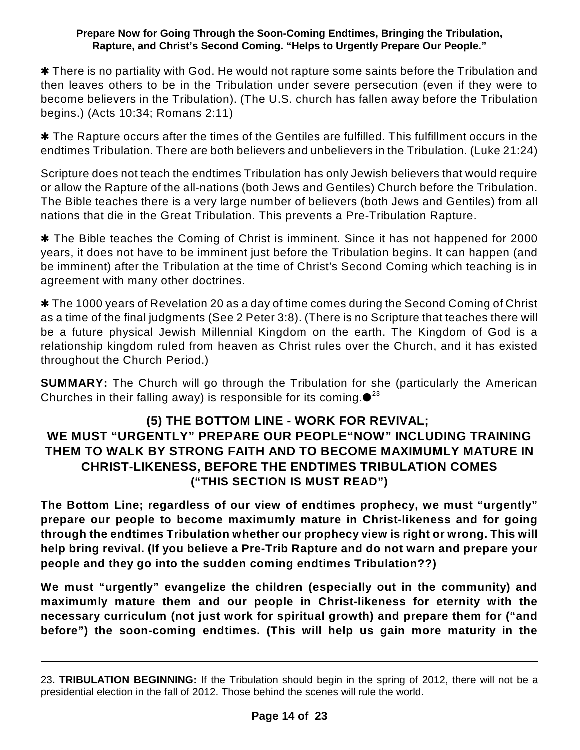✱ There is no partiality with God. He would not rapture some saints before the Tribulation and then leaves others to be in the Tribulation under severe persecution (even if they were to become believers in the Tribulation). (The U.S. church has fallen away before the Tribulation begins.) (Acts 10:34; Romans 2:11)

✱ The Rapture occurs after the times of the Gentiles are fulfilled. This fulfillment occurs in the endtimes Tribulation. There are both believers and unbelievers in the Tribulation. (Luke 21:24)

Scripture does not teach the endtimes Tribulation has only Jewish believers that would require or allow the Rapture of the all-nations (both Jews and Gentiles) Church before the Tribulation. The Bible teaches there is a very large number of believers (both Jews and Gentiles) from all nations that die in the Great Tribulation. This prevents a Pre-Tribulation Rapture.

✱ The Bible teaches the Coming of Christ is imminent. Since it has not happened for 2000 years, it does not have to be imminent just before the Tribulation begins. It can happen (and be imminent) after the Tribulation at the time of Christ's Second Coming which teaching is in agreement with many other doctrines.

✱ The 1000 years of Revelation 20 as a day of time comes during the Second Coming of Christ as a time of the final judgments (See 2 Peter 3:8). (There is no Scripture that teaches there will be a future physical Jewish Millennial Kingdom on the earth. The Kingdom of God is a relationship kingdom ruled from heaven as Christ rules over the Church, and it has existed throughout the Church Period.)

**SUMMARY:** The Church will go through the Tribulation for she (particularly the American Churches in their falling away) is responsible for its coming.●[23]

## (5) THE BOTTOM LINE - WORK FOR REVIVAL; WE MUST "URGENTLY" PREPARE OUR PEOPLE"NOW" INCLUDING TRAINING THEM TO WALK BY STRONG FAITH AND TO BECOME MAXIMUMLY MATURE IN CHRIST-LIKENESS, BEFORE THE ENDTIMES TRIBULATION COMES ("THIS SECTION IS MUST READ")

**The Bottom Line; regardless of our view of endtimes prophecy, we must "urgently" prepare our people to become maximumly mature in Christ-likeness and for going through the endtimes Tribulation whether our prophecy view is right or wrong. This will help bring revival. (If you believe a Pre-Trib Rapture and do not warn and prepare your people and they go into the sudden coming endtimes Tribulation??)**

**We must "urgently" evangelize the children (especially out in the community) and maximumly mature them and our people in Christ-likeness for eternity with the necessary curriculum (not just work for spiritual growth) and prepare them for ("and before") the soon-coming endtimes. (This will help us gain more maturity in the**

---

23**. TRIBULATION BEGINNING:** If the Tribulation should begin in the spring of 2012, there will not be a presidential election in the fall of 2012. Those behind the scenes will rule the world.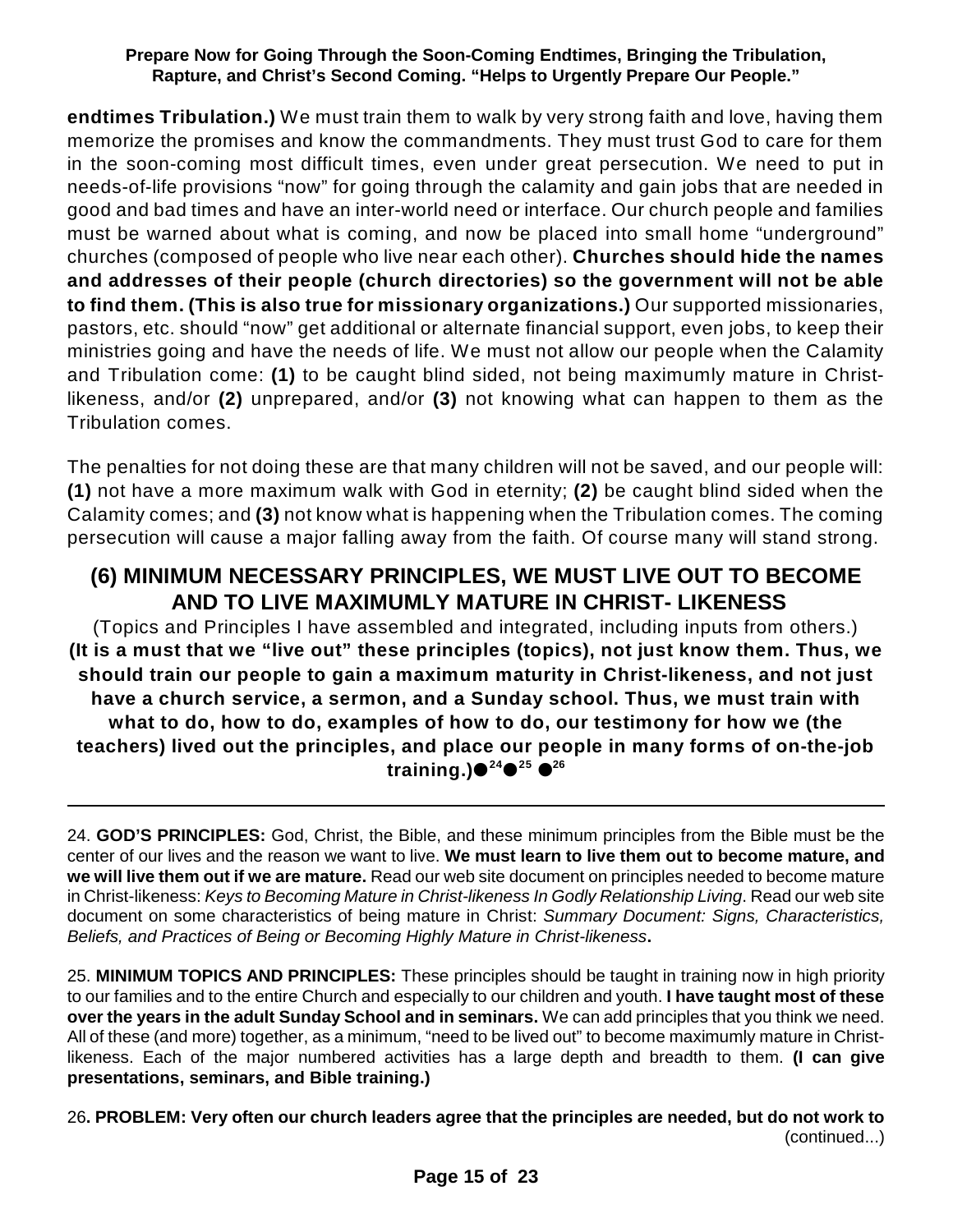**endtimes Tribulation.)** We must train them to walk by very strong faith and love, having them memorize the promises and know the commandments. They must trust God to care for them in the soon-coming most difficult times, even under great persecution. We need to put in needs-of-life provisions "now" for going through the calamity and gain jobs that are needed in good and bad times and have an inter-world need or interface. Our church people and families must be warned about what is coming, and now be placed into small home "underground" churches (composed of people who live near each other). **Churches should hide the names and addresses of their people (church directories) so the government will not be able to find them. (This is also true for missionary organizations.)** Our supported missionaries, pastors, etc. should "now" get additional or alternate financial support, even jobs, to keep their ministries going and have the needs of life. We must not allow our people when the Calamity and Tribulation come: **(1)** to be caught blind sided, not being maximumly mature in Christ-likeness, and/or **(2)** unprepared, and/or **(3)** not knowing what can happen to them as the Tribulation comes.

The penalties for not doing these are that many children will not be saved, and our people will: **(1)** not have a more maximum walk with God in eternity; **(2)** be caught blind sided when the Calamity comes; and **(3)** not know what is happening when the Tribulation comes. The coming persecution will cause a major falling away from the faith. Of course many will stand strong.

## (6) MINIMUM NECESSARY PRINCIPLES, WE MUST LIVE OUT TO BECOME AND TO LIVE MAXIMUMLY MATURE IN CHRIST- LIKENESS

(Topics and Principles I have assembled and integrated, including inputs from others.)

**(It is a must that we "live out" these principles (topics), not just know them. Thus, we should train our people to gain a maximum maturity in Christ-likeness, and not just have a church service, a sermon, and a Sunday school. Thus, we must train with what to do, how to do, examples of how to do, our testimony for how we (the teachers) lived out the principles, and place our people in many forms of on-the-job training.)**● [24] ● [25] ● [26]

---

24. **GOD'S PRINCIPLES:** God, Christ, the Bible, and these minimum principles from the Bible must be the center of our lives and the reason we want to live. **We must learn to live them out to become mature, and we will live them out if we are mature.** Read our web site document on principles needed to become mature in Christ-likeness: *Keys to Becoming Mature in Christ-likeness In Godly Relationship Living*. Read our web site document on some characteristics of being mature in Christ: *Summary Document: Signs, Characteristics, Beliefs, and Practices of Being or Becoming Highly Mature in Christ-likeness***.**

25. **MINIMUM TOPICS AND PRINCIPLES:** These principles should be taught in training now in high priority to our families and to the entire Church and especially to our children and youth. **I have taught most of these over the years in the adult Sunday School and in seminars.** We can add principles that you think we need. All of these (and more) together, as a minimum, "need to be lived out" to become maximumly mature in Christ-likeness. Each of the major numbered activities has a large depth and breadth to them. **(I can give presentations, seminars, and Bible training.)**

26**. PROBLEM: Very often our church leaders agree that the principles are needed, but do not work to** (continued...)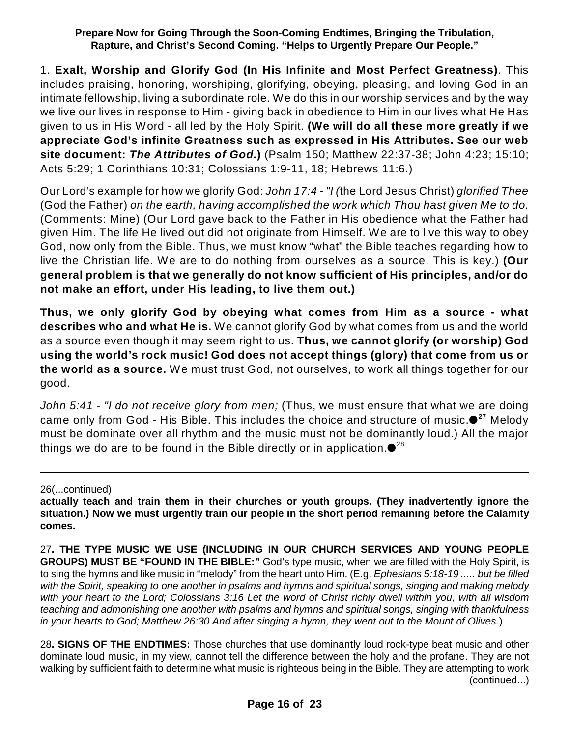1. **Exalt, Worship and Glorify God (In His Infinite and Most Perfect Greatness)**. This includes praising, honoring, worshiping, glorifying, obeying, pleasing, and loving God in an intimate fellowship, living a subordinate role. We do this in our worship services and by the way we live our lives in response to Him - giving back in obedience to Him in our lives what He Has given to us in His Word - all led by the Holy Spirit. **(We will do all these more greatly if we appreciate God's infinite Greatness such as expressed in His Attributes. See our web site document: *The Attributes of God.*)** (Psalm 150; Matthew 22:37-38; John 4:23; 15:10; Acts 5:29; 1 Corinthians 10:31; Colossians 1:9-11, 18; Hebrews 11:6.)

Our Lord's example for how we glorify God: *John 17:4 - "I (*the Lord Jesus Christ) *glorified Thee* (God the Father) *on the earth, having accomplished the work which Thou hast given Me to do.* (Comments: Mine) (Our Lord gave back to the Father in His obedience what the Father had given Him. The life He lived out did not originate from Himself. We are to live this way to obey God, now only from the Bible. Thus, we must know "what" the Bible teaches regarding how to live the Christian life. We are to do nothing from ourselves as a source. This is key.) **(Our general problem is that we generally do not know sufficient of His principles, and/or do not make an effort, under His leading, to live them out.)**

**Thus, we only glorify God by obeying what comes from Him as a source - what describes who and what He is.** We cannot glorify God by what comes from us and the world as a source even though it may seem right to us. **Thus, we cannot glorify (or worship) God using the world's rock music! God does not accept things (glory) that come from us or the world as a source.** We must trust God, not ourselves, to work all things together for our good.

*John 5:41 - "I do not receive glory from men;* (Thus, we must ensure that what we are doing came only from God - His Bible. This includes the choice and structure of music.●[27] Melody must be dominate over all rhythm and the music must not be dominantly loud.) All the major things we do are to be found in the Bible directly or in application.●[28]

---

26(...continued)
**actually teach and train them in their churches or youth groups. (They inadvertently ignore the situation.) Now we must urgently train our people in the short period remaining before the Calamity comes.**

27**. THE TYPE MUSIC WE USE (INCLUDING IN OUR CHURCH SERVICES AND YOUNG PEOPLE GROUPS) MUST BE "FOUND IN THE BIBLE:"** God's type music, when we are filled with the Holy Spirit, is to sing the hymns and like music in "melody" from the heart unto Him. (E.g. *Ephesians 5:18-19 ..... but be filled with the Spirit, speaking to one another in psalms and hymns and spiritual songs, singing and making melody with your heart to the Lord; Colossians 3:16 Let the word of Christ richly dwell within you, with all wisdom teaching and admonishing one another with psalms and hymns and spiritual songs, singing with thankfulness in your hearts to God; Matthew 26:30 And after singing a hymn, they went out to the Mount of Olives.*)

28**. SIGNS OF THE ENDTIMES:** Those churches that use dominantly loud rock-type beat music and other dominate loud music, in my view, cannot tell the difference between the holy and the profane. They are not walking by sufficient faith to determine what music is righteous being in the Bible. They are attempting to work (continued...)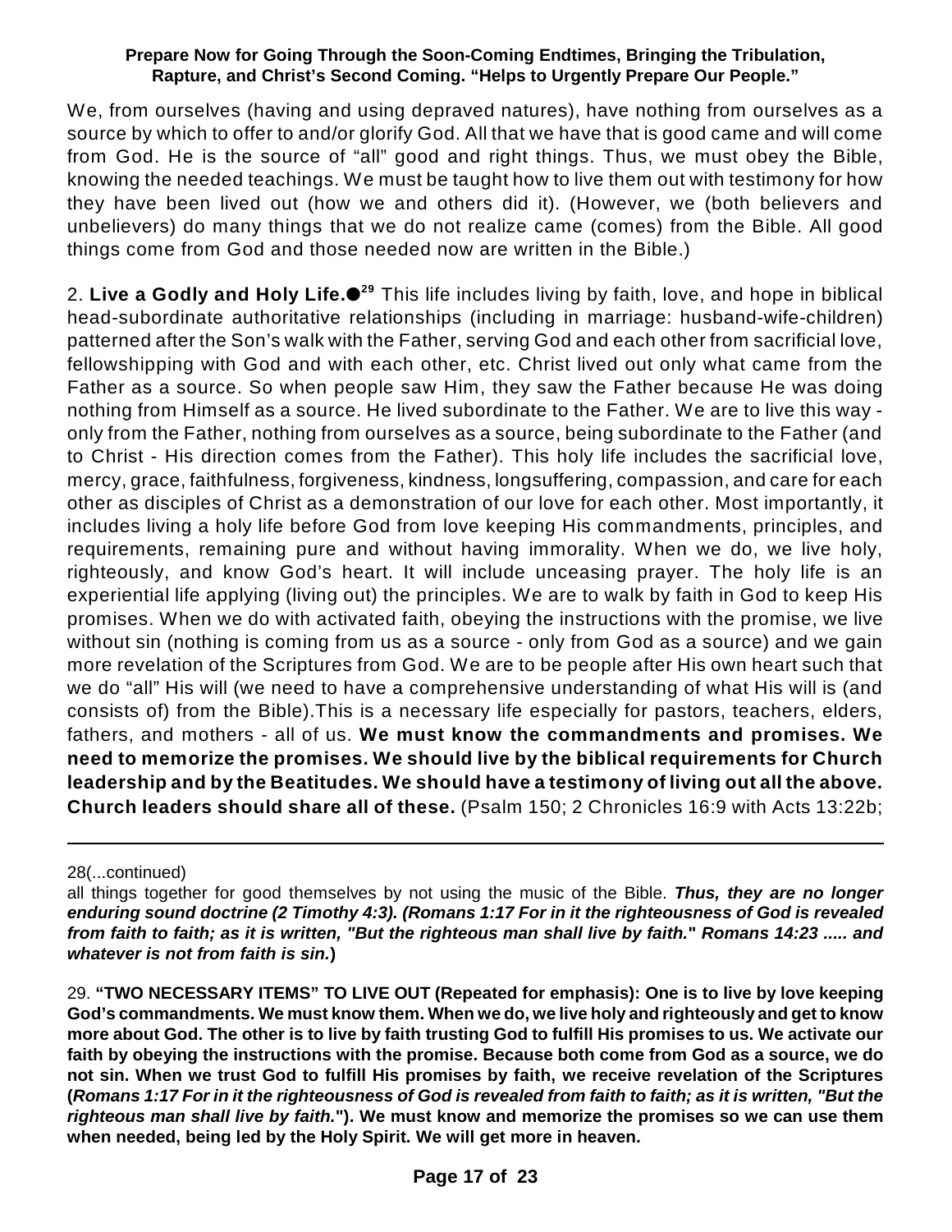We, from ourselves (having and using depraved natures), have nothing from ourselves as a source by which to offer to and/or glorify God. All that we have that is good came and will come from God. He is the source of "all" good and right things. Thus, we must obey the Bible, knowing the needed teachings. We must be taught how to live them out with testimony for how they have been lived out (how we and others did it). (However, we (both believers and unbelievers) do many things that we do not realize came (comes) from the Bible. All good things come from God and those needed now are written in the Bible.)

2. **Live a Godly and Holy Life.●**[29] This life includes living by faith, love, and hope in biblical head-subordinate authoritative relationships (including in marriage: husband-wife-children) patterned after the Son's walk with the Father, serving God and each other from sacrificial love, fellowshipping with God and with each other, etc. Christ lived out only what came from the Father as a source. So when people saw Him, they saw the Father because He was doing nothing from Himself as a source. He lived subordinate to the Father. We are to live this way - only from the Father, nothing from ourselves as a source, being subordinate to the Father (and to Christ - His direction comes from the Father). This holy life includes the sacrificial love, mercy, grace, faithfulness, forgiveness, kindness, longsuffering, compassion, and care for each other as disciples of Christ as a demonstration of our love for each other. Most importantly, it includes living a holy life before God from love keeping His commandments, principles, and requirements, remaining pure and without having immorality. When we do, we live holy, righteously, and know God's heart. It will include unceasing prayer. The holy life is an experiential life applying (living out) the principles. We are to walk by faith in God to keep His promises. When we do with activated faith, obeying the instructions with the promise, we live without sin (nothing is coming from us as a source - only from God as a source) and we gain more revelation of the Scriptures from God. We are to be people after His own heart such that we do "all" His will (we need to have a comprehensive understanding of what His will is (and consists of) from the Bible).This is a necessary life especially for pastors, teachers, elders, fathers, and mothers - all of us. **We must know the commandments and promises. We need to memorize the promises. We should live by the biblical requirements for Church leadership and by the Beatitudes. We should have a testimony of living out all the above. Church leaders should share all of these.** (Psalm 150; 2 Chronicles 16:9 with Acts 13:22b;

---

28(...continued)

all things together for good themselves by not using the music of the Bible. ***Thus, they are no longer enduring sound doctrine (2 Timothy 4:3). (Romans 1:17 For in it the righteousness of God is revealed from faith to faith; as it is written, "But the righteous man shall live by faith." Romans 14:23 ..... and whatever is not from faith is sin.)***

29. **"TWO NECESSARY ITEMS" TO LIVE OUT (Repeated for emphasis): One is to live by love keeping God's commandments. We must know them. When we do, we live holy and righteously and get to know more about God. The other is to live by faith trusting God to fulfill His promises to us. We activate our faith by obeying the instructions with the promise. Because both come from God as a source, we do not sin. When we trust God to fulfill His promises by faith, we receive revelation of the Scriptures (*Romans 1:17 For in it the righteousness of God is revealed from faith to faith; as it is written, "But the righteous man shall live by faith."*). We must know and memorize the promises so we can use them when needed, being led by the Holy Spirit. We will get more in heaven.**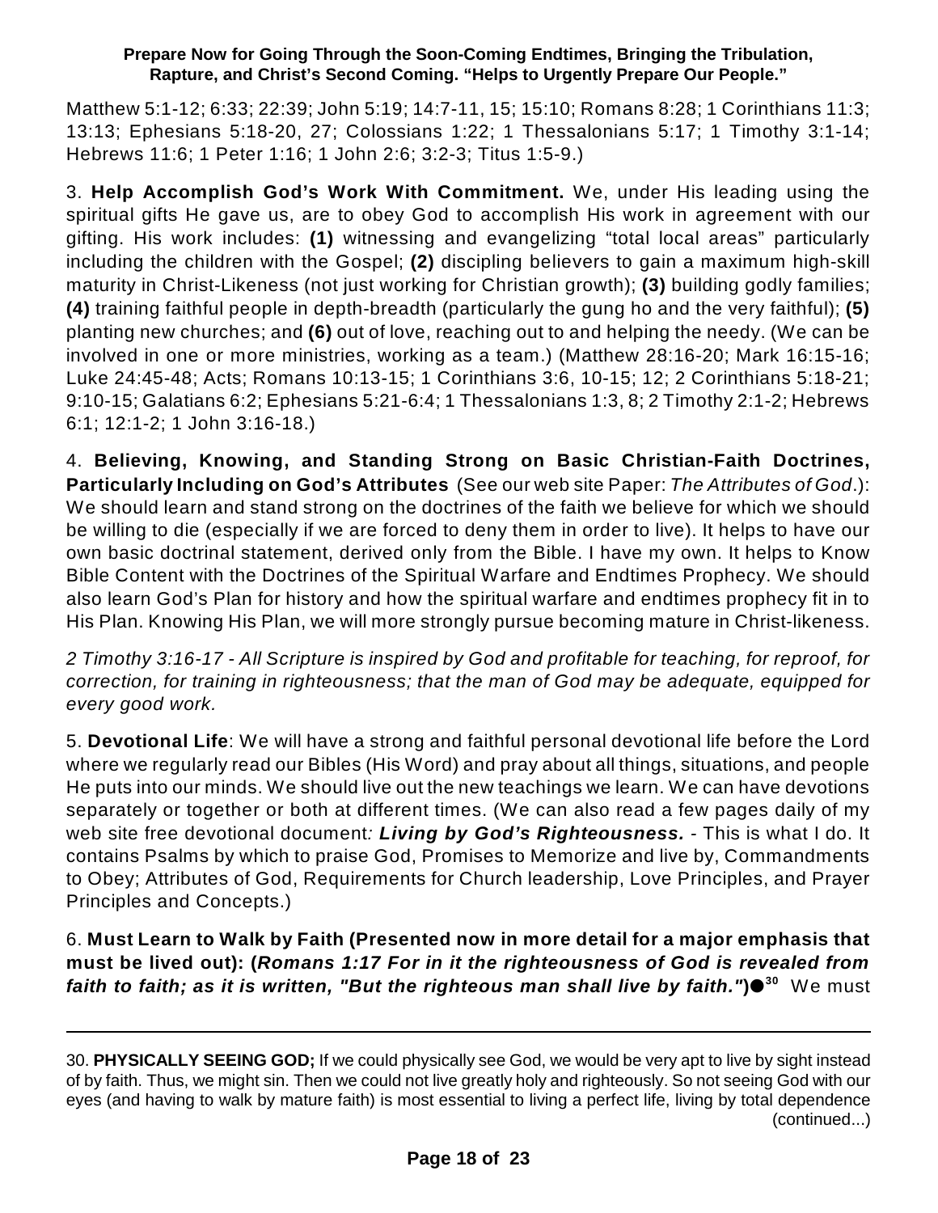Matthew 5:1-12; 6:33; 22:39; John 5:19; 14:7-11, 15; 15:10; Romans 8:28; 1 Corinthians 11:3; 13:13; Ephesians 5:18-20, 27; Colossians 1:22; 1 Thessalonians 5:17; 1 Timothy 3:1-14; Hebrews 11:6; 1 Peter 1:16; 1 John 2:6; 3:2-3; Titus 1:5-9.)

3. **Help Accomplish God's Work With Commitment.** We, under His leading using the spiritual gifts He gave us, are to obey God to accomplish His work in agreement with our gifting. His work includes: **(1)** witnessing and evangelizing "total local areas" particularly including the children with the Gospel; **(2)** discipling believers to gain a maximum high-skill maturity in Christ-Likeness (not just working for Christian growth); **(3)** building godly families; **(4)** training faithful people in depth-breadth (particularly the gung ho and the very faithful); **(5)** planting new churches; and **(6)** out of love, reaching out to and helping the needy. (We can be involved in one or more ministries, working as a team.) (Matthew 28:16-20; Mark 16:15-16; Luke 24:45-48; Acts; Romans 10:13-15; 1 Corinthians 3:6, 10-15; 12; 2 Corinthians 5:18-21; 9:10-15; Galatians 6:2; Ephesians 5:21-6:4; 1 Thessalonians 1:3, 8; 2 Timothy 2:1-2; Hebrews 6:1; 12:1-2; 1 John 3:16-18.)

4. **Believing, Knowing, and Standing Strong on Basic Christian-Faith Doctrines, Particularly Including on God's Attributes** (See our web site Paper: *The Attributes of God*.): We should learn and stand strong on the doctrines of the faith we believe for which we should be willing to die (especially if we are forced to deny them in order to live). It helps to have our own basic doctrinal statement, derived only from the Bible. I have my own. It helps to Know Bible Content with the Doctrines of the Spiritual Warfare and Endtimes Prophecy. We should also learn God's Plan for history and how the spiritual warfare and endtimes prophecy fit in to His Plan. Knowing His Plan, we will more strongly pursue becoming mature in Christ-likeness.

*2 Timothy 3:16-17 - All Scripture is inspired by God and profitable for teaching, for reproof, for correction, for training in righteousness; that the man of God may be adequate, equipped for every good work.*

5. **Devotional Life**: We will have a strong and faithful personal devotional life before the Lord where we regularly read our Bibles (His Word) and pray about all things, situations, and people He puts into our minds. We should live out the new teachings we learn. We can have devotions separately or together or both at different times. (We can also read a few pages daily of my web site free devotional document*:* ***Living by God's Righteousness.*** - This is what I do. It contains Psalms by which to praise God, Promises to Memorize and live by, Commandments to Obey; Attributes of God, Requirements for Church leadership, Love Principles, and Prayer Principles and Concepts.)

6. **Must Learn to Walk by Faith (Presented now in more detail for a major emphasis that must be lived out): (*Romans 1:17 For in it the righteousness of God is revealed from faith to faith; as it is written, "But the righteous man shall live by faith."*)**●[30] We must

---

30. **PHYSICALLY SEEING GOD;** If we could physically see God, we would be very apt to live by sight instead of by faith. Thus, we might sin. Then we could not live greatly holy and righteously. So not seeing God with our eyes (and having to walk by mature faith) is most essential to living a perfect life, living by total dependence (continued...)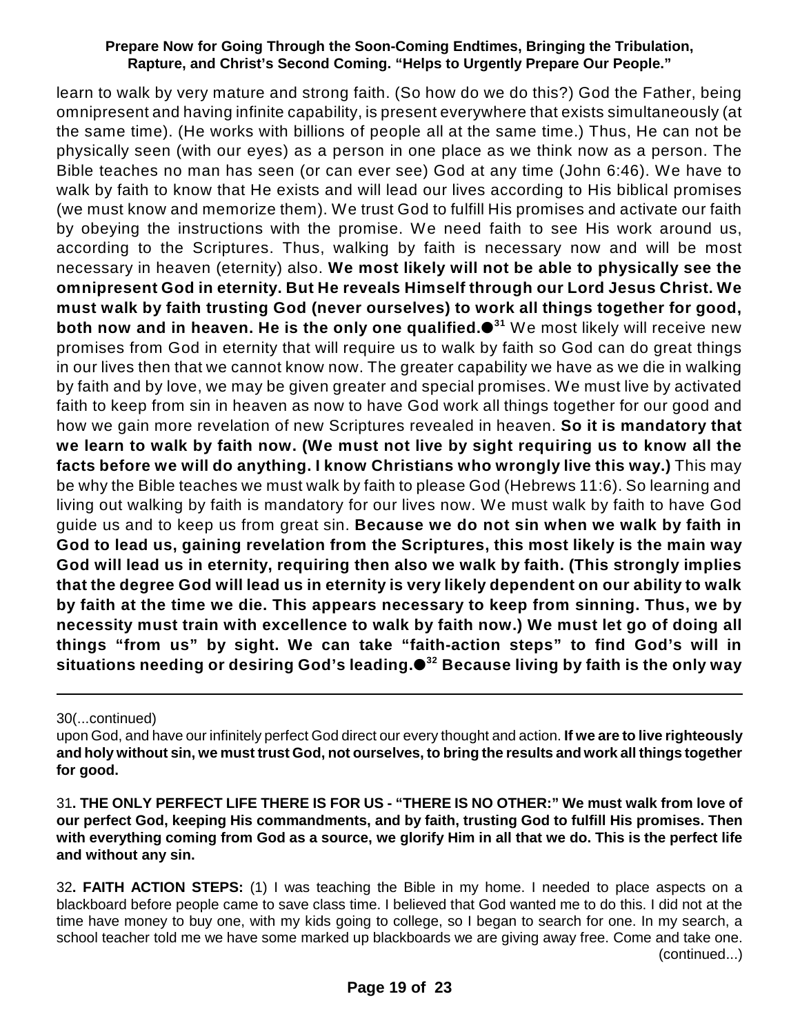learn to walk by very mature and strong faith. (So how do we do this?) God the Father, being omnipresent and having infinite capability, is present everywhere that exists simultaneously (at the same time). (He works with billions of people all at the same time.) Thus, He can not be physically seen (with our eyes) as a person in one place as we think now as a person. The Bible teaches no man has seen (or can ever see) God at any time (John 6:46). We have to walk by faith to know that He exists and will lead our lives according to His biblical promises (we must know and memorize them). We trust God to fulfill His promises and activate our faith by obeying the instructions with the promise. We need faith to see His work around us, according to the Scriptures. Thus, walking by faith is necessary now and will be most necessary in heaven (eternity) also. **We most likely will not be able to physically see the omnipresent God in eternity. But He reveals Himself through our Lord Jesus Christ. We must walk by faith trusting God (never ourselves) to work all things together for good, both now and in heaven. He is the only one qualified.●**[31] We most likely will receive new promises from God in eternity that will require us to walk by faith so God can do great things in our lives then that we cannot know now. The greater capability we have as we die in walking by faith and by love, we may be given greater and special promises. We must live by activated faith to keep from sin in heaven as now to have God work all things together for our good and how we gain more revelation of new Scriptures revealed in heaven. **So it is mandatory that we learn to walk by faith now. (We must not live by sight requiring us to know all the facts before we will do anything. I know Christians who wrongly live this way.)** This may be why the Bible teaches we must walk by faith to please God (Hebrews 11:6). So learning and living out walking by faith is mandatory for our lives now. We must walk by faith to have God guide us and to keep us from great sin. **Because we do not sin when we walk by faith in God to lead us, gaining revelation from the Scriptures, this most likely is the main way God will lead us in eternity, requiring then also we walk by faith. (This strongly implies that the degree God will lead us in eternity is very likely dependent on our ability to walk by faith at the time we die. This appears necessary to keep from sinning. Thus, we by necessity must train with excellence to walk by faith now.) We must let go of doing all things "from us" by sight. We can take "faith-action steps" to find God's will in situations needing or desiring God's leading.●**[32] **Because living by faith is the only way**

---

30(...continued)

upon God, and have our infinitely perfect God direct our every thought and action. **If we are to live righteously and holy without sin, we must trust God, not ourselves, to bring the results and work all things together for good.**

31**. THE ONLY PERFECT LIFE THERE IS FOR US - "THERE IS NO OTHER:" We must walk from love of our perfect God, keeping His commandments, and by faith, trusting God to fulfill His promises. Then with everything coming from God as a source, we glorify Him in all that we do. This is the perfect life and without any sin.**

32**. FAITH ACTION STEPS:** (1) I was teaching the Bible in my home. I needed to place aspects on a blackboard before people came to save class time. I believed that God wanted me to do this. I did not at the time have money to buy one, with my kids going to college, so I began to search for one. In my search, a school teacher told me we have some marked up blackboards we are giving away free. Come and take one. (continued...)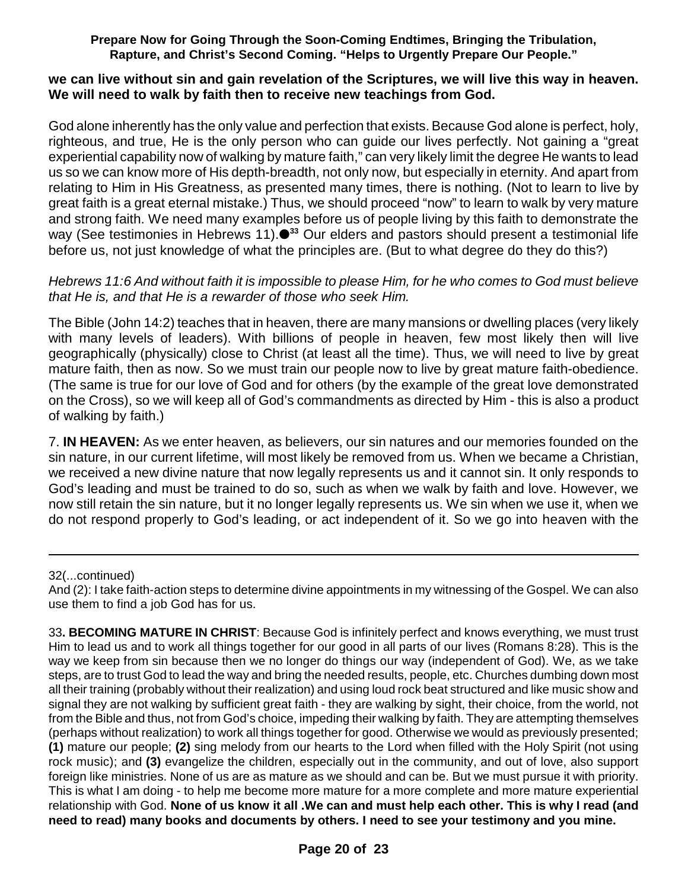**we can live without sin and gain revelation of the Scriptures, we will live this way in heaven. We will need to walk by faith then to receive new teachings from God.**

God alone inherently has the only value and perfection that exists. Because God alone is perfect, holy, righteous, and true, He is the only person who can guide our lives perfectly. Not gaining a "great experiential capability now of walking by mature faith," can very likely limit the degree He wants to lead us so we can know more of His depth-breadth, not only now, but especially in eternity. And apart from relating to Him in His Greatness, as presented many times, there is nothing. (Not to learn to live by great faith is a great eternal mistake.) Thus, we should proceed "now" to learn to walk by very mature and strong faith. We need many examples before us of people living by this faith to demonstrate the way (See testimonies in Hebrews 11).●[33] Our elders and pastors should present a testimonial life before us, not just knowledge of what the principles are. (But to what degree do they do this?)

*Hebrews 11:6 And without faith it is impossible to please Him, for he who comes to God must believe that He is, and that He is a rewarder of those who seek Him.*

The Bible (John 14:2) teaches that in heaven, there are many mansions or dwelling places (very likely with many levels of leaders). With billions of people in heaven, few most likely then will live geographically (physically) close to Christ (at least all the time). Thus, we will need to live by great mature faith, then as now. So we must train our people now to live by great mature faith-obedience. (The same is true for our love of God and for others (by the example of the great love demonstrated on the Cross), so we will keep all of God's commandments as directed by Him - this is also a product of walking by faith.)

7. **IN HEAVEN:** As we enter heaven, as believers, our sin natures and our memories founded on the sin nature, in our current lifetime, will most likely be removed from us. When we became a Christian, we received a new divine nature that now legally represents us and it cannot sin. It only responds to God's leading and must be trained to do so, such as when we walk by faith and love. However, we now still retain the sin nature, but it no longer legally represents us. We sin when we use it, when we do not respond properly to God's leading, or act independent of it. So we go into heaven with the

---

32(...continued)

And (2): I take faith-action steps to determine divine appointments in my witnessing of the Gospel. We can also use them to find a job God has for us.

33**. BECOMING MATURE IN CHRIST**: Because God is infinitely perfect and knows everything, we must trust Him to lead us and to work all things together for our good in all parts of our lives (Romans 8:28). This is the way we keep from sin because then we no longer do things our way (independent of God). We, as we take steps, are to trust God to lead the way and bring the needed results, people, etc. Churches dumbing down most all their training (probably without their realization) and using loud rock beat structured and like music show and signal they are not walking by sufficient great faith - they are walking by sight, their choice, from the world, not from the Bible and thus, not from God's choice, impeding their walking by faith. They are attempting themselves (perhaps without realization) to work all things together for good. Otherwise we would as previously presented; **(1)** mature our people; **(2)** sing melody from our hearts to the Lord when filled with the Holy Spirit (not using rock music); and **(3)** evangelize the children, especially out in the community, and out of love, also support foreign like ministries. None of us are as mature as we should and can be. But we must pursue it with priority. This is what I am doing - to help me become more mature for a more complete and more mature experiential relationship with God. **None of us know it all .We can and must help each other. This is why I read (and need to read) many books and documents by others. I need to see your testimony and you mine.**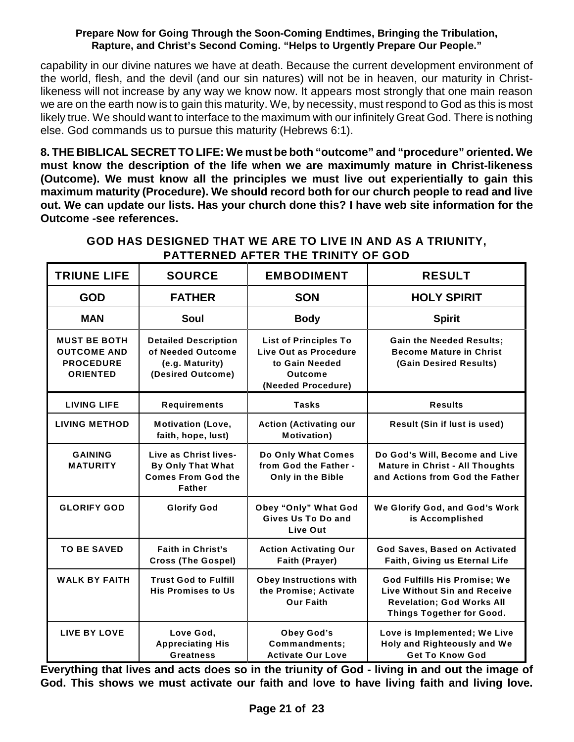capability in our divine natures we have at death. Because the current development environment of the world, flesh, and the devil (and our sin natures) will not be in heaven, our maturity in Christ-likeness will not increase by any way we know now. It appears most strongly that one main reason we are on the earth now is to gain this maturity. We, by necessity, must respond to God as this is most likely true. We should want to interface to the maximum with our infinitely Great God. There is nothing else. God commands us to pursue this maturity (Hebrews 6:1).

**8. THE BIBLICAL SECRET TO LIFE: We must be both "outcome" and "procedure" oriented. We must know the description of the life when we are maximumly mature in Christ-likeness (Outcome). We must know all the principles we must live out experientially to gain this maximum maturity (Procedure). We should record both for our church people to read and live out. We can update our lists. Has your church done this? I have web site information for the Outcome -see references.**

**GOD HAS DESIGNED THAT WE ARE TO LIVE IN AND AS A TRIUNITY, PATTERNED AFTER THE TRINITY OF GOD**

| TRIUNE LIFE | SOURCE | EMBODIMENT | RESULT |
|---|---|---|---|
| **GOD** | **FATHER** | **SON** | **HOLY SPIRIT** |
| **MAN** | **Soul** | **Body** | **Spirit** |
| MUST BE BOTH OUTCOME AND PROCEDURE ORIENTED | Detailed Description of Needed Outcome (e.g. Maturity) (Desired Outcome) | List of Principles To Live Out as Procedure to Gain Needed Outcome (Needed Procedure) | Gain the Needed Results; Become Mature in Christ (Gain Desired Results) |
| LIVING LIFE | Requirements | Tasks | Results |
| LIVING METHOD | Motivation (Love, faith, hope, lust) | Action (Activating our Motivation) | Result (Sin if lust is used) |
| GAINING MATURITY | Live as Christ lives- By Only That What Comes From God the Father | Do Only What Comes from God the Father - Only in the Bible | Do God's Will, Become and Live Mature in Christ - All Thoughts and Actions from God the Father |
| GLORIFY GOD | Glorify God | Obey "Only" What God Gives Us To Do and Live Out | We Glorify God, and God's Work is Accomplished |
| TO BE SAVED | Faith in Christ's Cross (The Gospel) | Action Activating Our Faith (Prayer) | God Saves, Based on Activated Faith, Giving us Eternal Life |
| WALK BY FAITH | Trust God to Fulfill His Promises to Us | Obey Instructions with the Promise; Activate Our Faith | God Fulfills His Promise; We Live Without Sin and Receive Revelation; God Works All Things Together for Good. |
| LIVE BY LOVE | Love God, Appreciating His Greatness | Obey God's Commandments; Activate Our Love | Love is Implemented; We Live Holy and Righteously and We Get To Know God |

**Everything that lives and acts does so in the triunity of God - living in and out the image of God. This shows we must activate our faith and love to have living faith and living love.**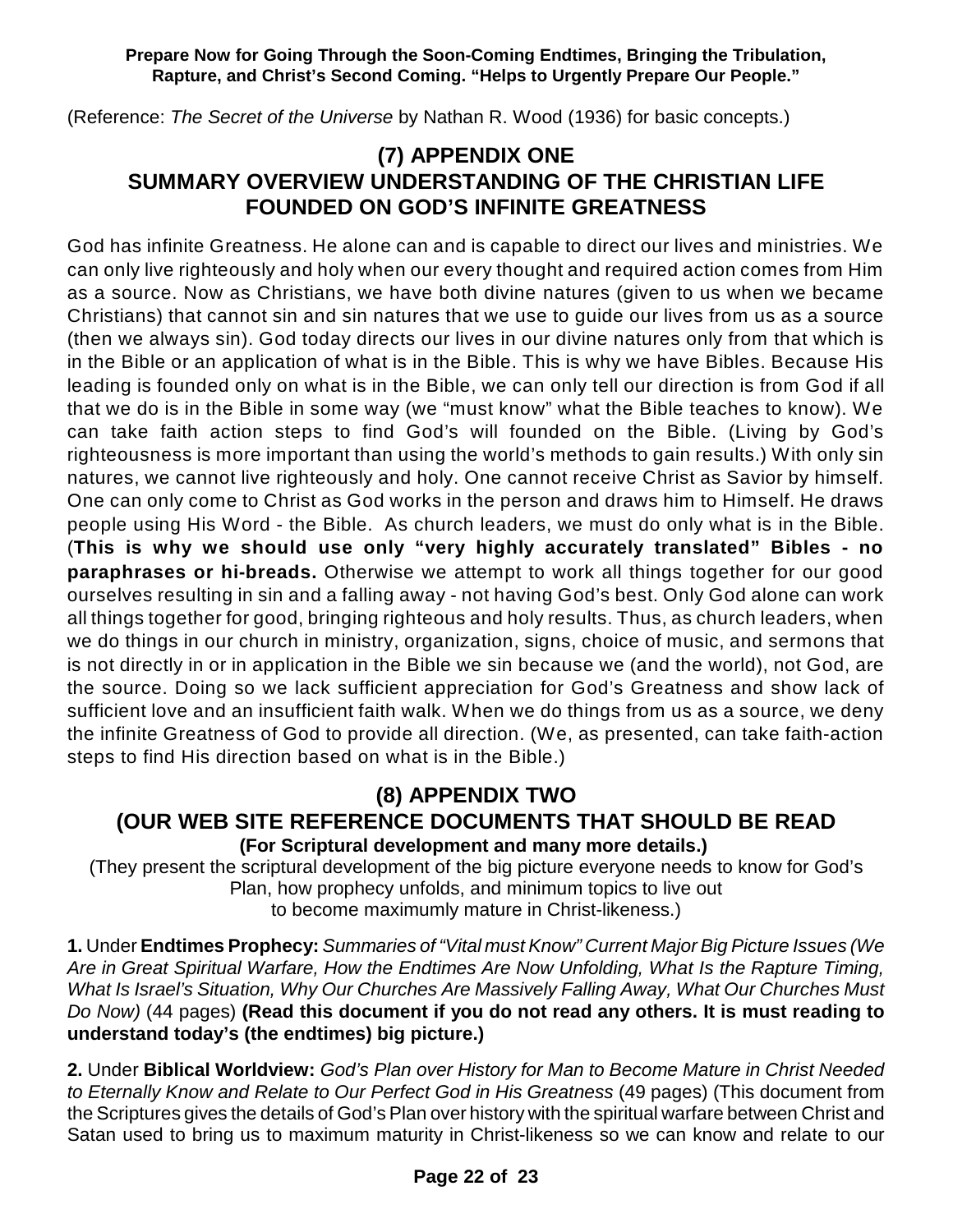(Reference: *The Secret of the Universe* by Nathan R. Wood (1936) for basic concepts.)

## (7) APPENDIX ONE
## SUMMARY OVERVIEW UNDERSTANDING OF THE CHRISTIAN LIFE FOUNDED ON GOD'S INFINITE GREATNESS

God has infinite Greatness. He alone can and is capable to direct our lives and ministries. We can only live righteously and holy when our every thought and required action comes from Him as a source. Now as Christians, we have both divine natures (given to us when we became Christians) that cannot sin and sin natures that we use to guide our lives from us as a source (then we always sin). God today directs our lives in our divine natures only from that which is in the Bible or an application of what is in the Bible. This is why we have Bibles. Because His leading is founded only on what is in the Bible, we can only tell our direction is from God if all that we do is in the Bible in some way (we "must know" what the Bible teaches to know). We can take faith action steps to find God's will founded on the Bible. (Living by God's righteousness is more important than using the world's methods to gain results.) With only sin natures, we cannot live righteously and holy. One cannot receive Christ as Savior by himself. One can only come to Christ as God works in the person and draws him to Himself. He draws people using His Word - the Bible. As church leaders, we must do only what is in the Bible. (**This is why we should use only "very highly accurately translated" Bibles - no paraphrases or hi-breads.** Otherwise we attempt to work all things together for our good ourselves resulting in sin and a falling away - not having God's best. Only God alone can work all things together for good, bringing righteous and holy results. Thus, as church leaders, when we do things in our church in ministry, organization, signs, choice of music, and sermons that is not directly in or in application in the Bible we sin because we (and the world), not God, are the source. Doing so we lack sufficient appreciation for God's Greatness and show lack of sufficient love and an insufficient faith walk. When we do things from us as a source, we deny the infinite Greatness of God to provide all direction. (We, as presented, can take faith-action steps to find His direction based on what is in the Bible.)

## (8) APPENDIX TWO
## (OUR WEB SITE REFERENCE DOCUMENTS THAT SHOULD BE READ
### (For Scriptural development and many more details.)

(They present the scriptural development of the big picture everyone needs to know for God's Plan, how prophecy unfolds, and minimum topics to live out to become maximumly mature in Christ-likeness.)

**1.** Under **Endtimes Prophecy:** *Summaries of "Vital must Know" Current Major Big Picture Issues (We Are in Great Spiritual Warfare, How the Endtimes Are Now Unfolding, What Is the Rapture Timing, What Is Israel's Situation, Why Our Churches Are Massively Falling Away, What Our Churches Must Do Now)* (44 pages) **(Read this document if you do not read any others. It is must reading to understand today's (the endtimes) big picture.)**

**2.** Under **Biblical Worldview:** *God's Plan over History for Man to Become Mature in Christ Needed to Eternally Know and Relate to Our Perfect God in His Greatness* (49 pages) (This document from the Scriptures gives the details of God's Plan over history with the spiritual warfare between Christ and Satan used to bring us to maximum maturity in Christ-likeness so we can know and relate to our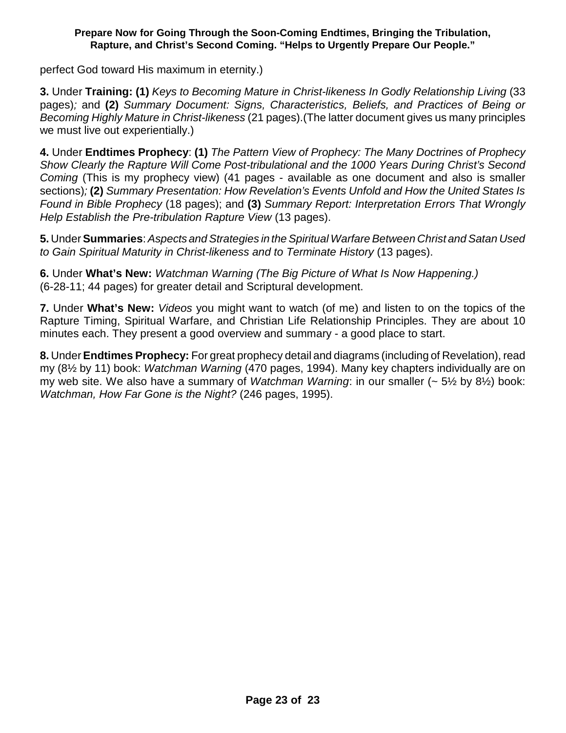perfect God toward His maximum in eternity.)

**3.** Under **Training: (1)** *Keys to Becoming Mature in Christ-likeness In Godly Relationship Living* (33 pages)*;* and **(2)** *Summary Document: Signs, Characteristics, Beliefs, and Practices of Being or Becoming Highly Mature in Christ-likeness* (21 pages).(The latter document gives us many principles we must live out experientially.)

**4.** Under **Endtimes Prophecy**: **(1)** *The Pattern View of Prophecy: The Many Doctrines of Prophecy Show Clearly the Rapture Will Come Post-tribulational and the 1000 Years During Christ's Second Coming* (This is my prophecy view) (41 pages - available as one document and also is smaller sections)*;* **(2)** *Summary Presentation: How Revelation's Events Unfold and How the United States Is Found in Bible Prophecy* (18 pages); and **(3)** *Summary Report: Interpretation Errors That Wrongly Help Establish the Pre-tribulation Rapture View* (13 pages).

**5.** Under **Summaries**: *Aspects and Strategies in the Spiritual Warfare Between Christ and Satan Used to Gain Spiritual Maturity in Christ-likeness and to Terminate History* (13 pages).

**6.** Under **What's New:** *Watchman Warning (The Big Picture of What Is Now Happening.)* (6-28-11; 44 pages) for greater detail and Scriptural development.

**7.** Under **What's New:** *Videos* you might want to watch (of me) and listen to on the topics of the Rapture Timing, Spiritual Warfare, and Christian Life Relationship Principles. They are about 10 minutes each. They present a good overview and summary - a good place to start.

**8.** Under **Endtimes Prophecy:** For great prophecy detail and diagrams (including of Revelation), read my (8½ by 11) book: *Watchman Warning* (470 pages, 1994). Many key chapters individually are on my web site. We also have a summary of *Watchman Warning*: in our smaller (~ 5½ by 8½) book: *Watchman, How Far Gone is the Night?* (246 pages, 1995).